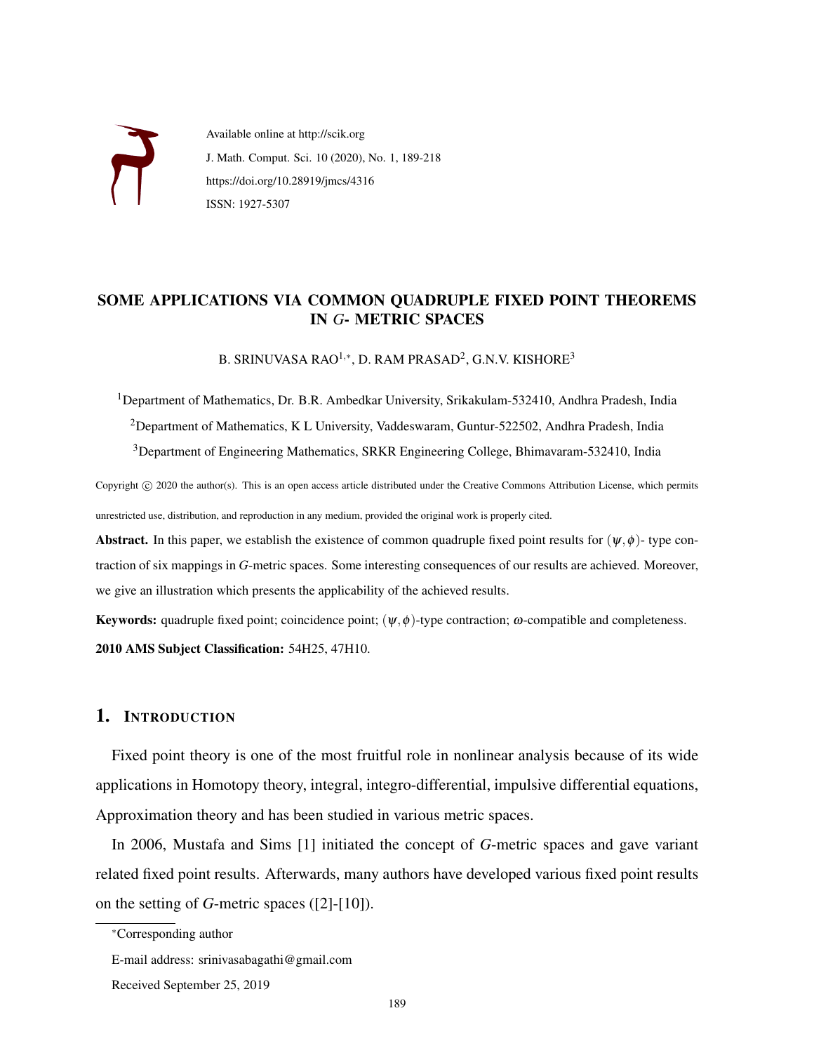Available online at http://scik.org

J. Math. Comput. Sci. 10 (2020), No. 1, 189-218

https://doi.org/10.28919/jmcs/4316

ISSN: 1927-5307

# SOME APPLICATIONS VIA COMMON QUADRUPLE FIXED POINT THEOREMS IN $G$- METRIC SPACES

B. SRINUVASA RAO[1,*], D. RAM PRASAD[2], G.N.V. KISHORE[3]

[1]Department of Mathematics, Dr. B.R. Ambedkar University, Srikakulam-532410, Andhra Pradesh, India

[2]Department of Mathematics, K L University, Vaddeswaram, Guntur-522502, Andhra Pradesh, India

[3]Department of Engineering Mathematics, SRKR Engineering College, Bhimavaram-532410, India

Copyright © 2020 the author(s). This is an open access article distributed under the Creative Commons Attribution License, which permits unrestricted use, distribution, and reproduction in any medium, provided the original work is properly cited.

**Abstract.** In this paper, we establish the existence of common quadruple fixed point results for $(\psi, \phi)$- type contraction of six mappings in $G$-metric spaces. Some interesting consequences of our results are achieved. Moreover, we give an illustration which presents the applicability of the achieved results.

**Keywords:** quadruple fixed point; coincidence point; $(\psi, \phi)$-type contraction; $\omega$-compatible and completeness.

**2010 AMS Subject Classification:** 54H25, 47H10.

## 1. INTRODUCTION

Fixed point theory is one of the most fruitful role in nonlinear analysis because of its wide applications in Homotopy theory, integral, integro-differential, impulsive differential equations, Approximation theory and has been studied in various metric spaces.

In 2006, Mustafa and Sims [1] initiated the concept of $G$-metric spaces and gave variant related fixed point results. Afterwards, many authors have developed various fixed point results on the setting of $G$-metric spaces ([2]-[10]).

*Corresponding author

E-mail address: srinivasabagathi@gmail.com

Received September 25, 2019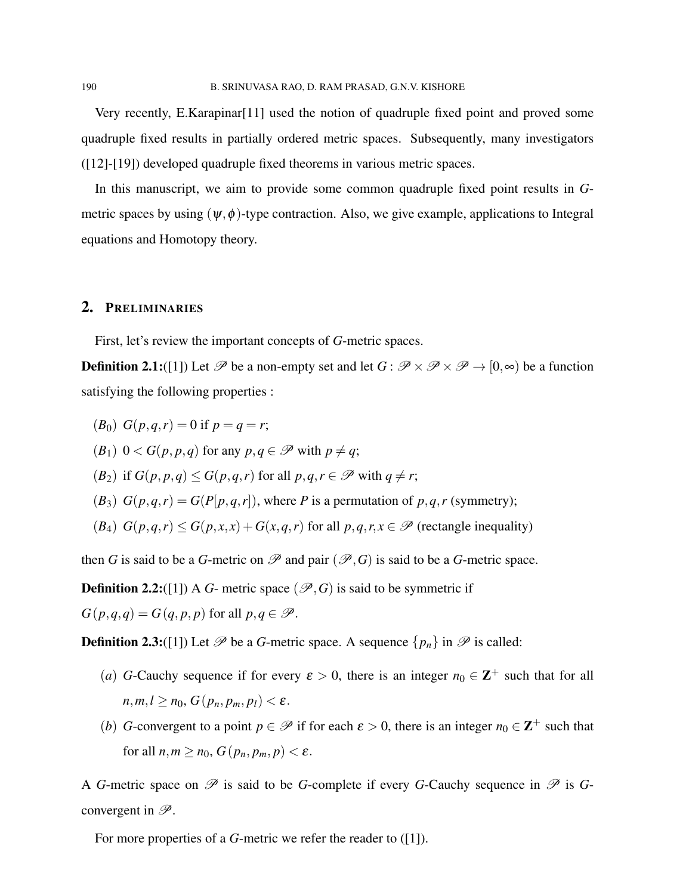Very recently, E.Karapinar[11] used the notion of quadruple fixed point and proved some quadruple fixed results in partially ordered metric spaces. Subsequently, many investigators ([12]-[19]) developed quadruple fixed theorems in various metric spaces.

In this manuscript, we aim to provide some common quadruple fixed point results in $G$-metric spaces by using $(\psi,\phi)$-type contraction. Also, we give example, applications to Integral equations and Homotopy theory.

## 2. Preliminaries

First, let's review the important concepts of $G$-metric spaces.

**Definition 2.1:**([1]) Let $\mathscr{P}$ be a non-empty set and let $G:\mathscr{P}\times\mathscr{P}\times\mathscr{P}\to[0,\infty)$ be a function satisfying the following properties :

- $(B_0)$ $G(p,q,r)=0$ if $p=q=r$;
- $(B_1)$ $0<G(p,p,q)$ for any $p,q\in\mathscr{P}$ with $p\neq q$;
- $(B_2)$ if $G(p,p,q)\leq G(p,q,r)$ for all $p,q,r\in\mathscr{P}$ with $q\neq r$;
- $(B_3)$ $G(p,q,r)=G(P[p,q,r])$, where $P$ is a permutation of $p,q,r$ (symmetry);
- $(B_4)$ $G(p,q,r)\leq G(p,x,x)+G(x,q,r)$ for all $p,q,r,x\in\mathscr{P}$ (rectangle inequality)

then $G$ is said to be a $G$-metric on $\mathscr{P}$ and pair $(\mathscr{P},G)$ is said to be a $G$-metric space.

**Definition 2.2:**([1]) A $G$- metric space $(\mathscr{P},G)$ is said to be symmetric if $G(p,q,q)=G(q,p,p)$ for all $p,q\in\mathscr{P}$.

**Definition 2.3:**([1]) Let $\mathscr{P}$ be a $G$-metric space. A sequence $\{p_n\}$ in $\mathscr{P}$ is called:

- $(a)$ $G$-Cauchy sequence if for every $\varepsilon>0$, there is an integer $n_0\in\mathbf{Z}^+$ such that for all $n,m,l\geq n_0$, $G(p_n,p_m,p_l)<\varepsilon$.
- $(b)$ $G$-convergent to a point $p\in\mathscr{P}$ if for each $\varepsilon>0$, there is an integer $n_0\in\mathbf{Z}^+$ such that for all $n,m\geq n_0$, $G(p_n,p_m,p)<\varepsilon$.

A $G$-metric space on $\mathscr{P}$ is said to be $G$-complete if every $G$-Cauchy sequence in $\mathscr{P}$ is $G$-convergent in $\mathscr{P}$.

For more properties of a $G$-metric we refer the reader to ([1]).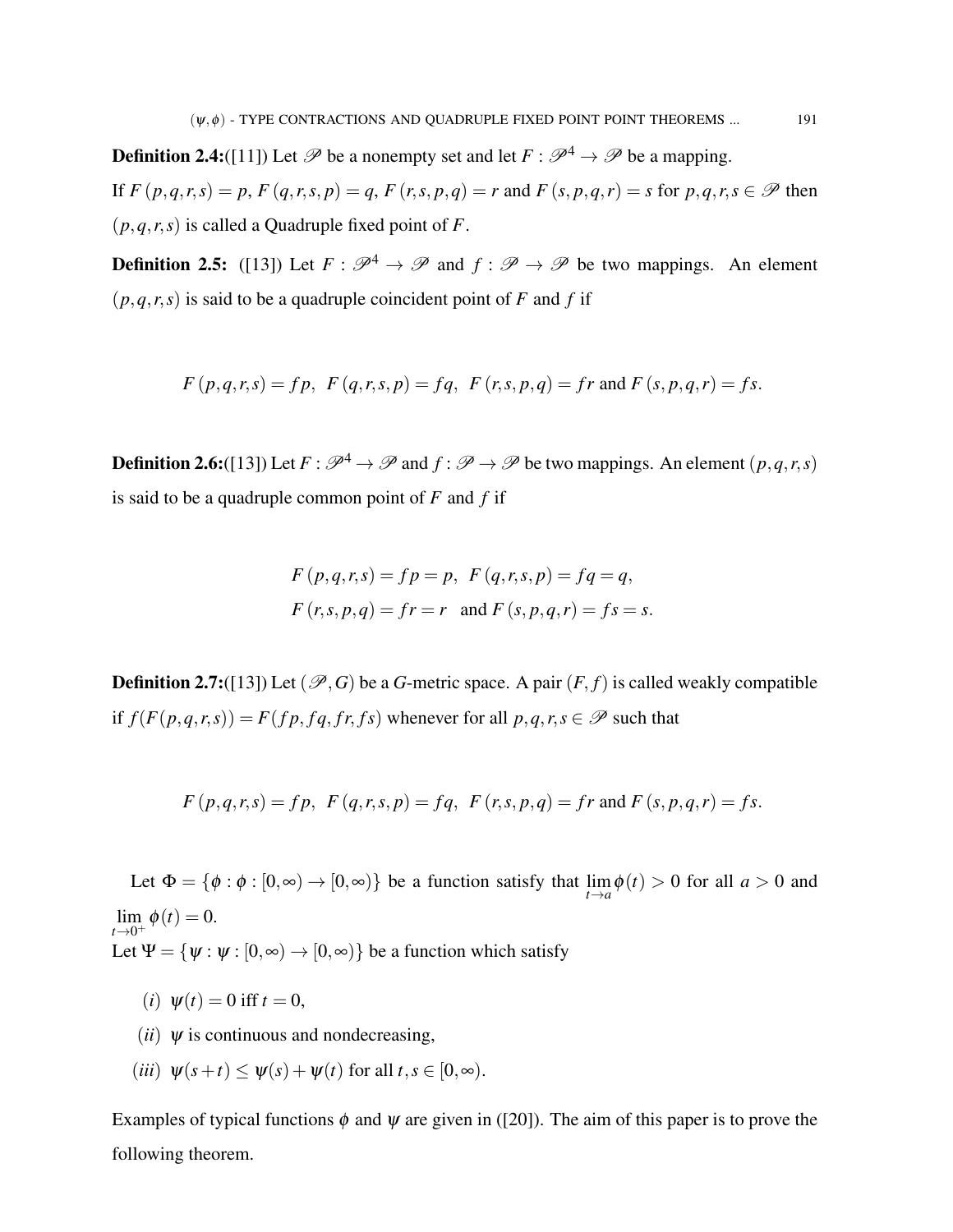**Definition 2.4:**([11]) Let $\mathscr{P}$ be a nonempty set and let $F : \mathscr{P}^4 \to \mathscr{P}$ be a mapping.
If $F(p,q,r,s) = p$, $F(q,r,s,p) = q$, $F(r,s,p,q) = r$ and $F(s,p,q,r) = s$ for $p,q,r,s \in \mathscr{P}$ then $(p,q,r,s)$ is called a Quadruple fixed point of $F$.

**Definition 2.5:** ([13]) Let $F : \mathscr{P}^4 \to \mathscr{P}$ and $f : \mathscr{P} \to \mathscr{P}$ be two mappings. An element $(p,q,r,s)$ is said to be a quadruple coincident point of $F$ and $f$ if

$$F(p,q,r,s) = fp,\ \ F(q,r,s,p) = fq,\ \ F(r,s,p,q) = fr \text{ and } F(s,p,q,r) = fs.$$

**Definition 2.6:**([13]) Let $F : \mathscr{P}^4 \to \mathscr{P}$ and $f : \mathscr{P} \to \mathscr{P}$ be two mappings. An element $(p,q,r,s)$ is said to be a quadruple common point of $F$ and $f$ if

$$F(p,q,r,s) = fp = p,\ \ F(q,r,s,p) = fq = q,$$
$$F(r,s,p,q) = fr = r \ \text{ and } F(s,p,q,r) = fs = s.$$

**Definition 2.7:**([13]) Let $(\mathscr{P}, G)$ be a $G$-metric space. A pair $(F, f)$ is called weakly compatible if $f(F(p,q,r,s)) = F(fp, fq, fr, fs)$ whenever for all $p,q,r,s \in \mathscr{P}$ such that

$$F(p,q,r,s) = fp,\ \ F(q,r,s,p) = fq,\ \ F(r,s,p,q) = fr \text{ and } F(s,p,q,r) = fs.$$

Let $\Phi = \{\phi : \phi : [0,\infty) \to [0,\infty)\}$ be a function satisfy that $\lim_{t\to a} \phi(t) > 0$ for all $a > 0$ and $\lim_{t\to 0^+} \phi(t) = 0$.
Let $\Psi = \{\psi : \psi : [0,\infty) \to [0,\infty)\}$ be a function which satisfy

- $(i)$ $\psi(t) = 0$ iff $t = 0$,
- $(ii)$ $\psi$ is continuous and nondecreasing,
- $(iii)$ $\psi(s+t) \leq \psi(s) + \psi(t)$ for all $t, s \in [0,\infty)$.

Examples of typical functions $\phi$ and $\psi$ are given in ([20]). The aim of this paper is to prove the following theorem.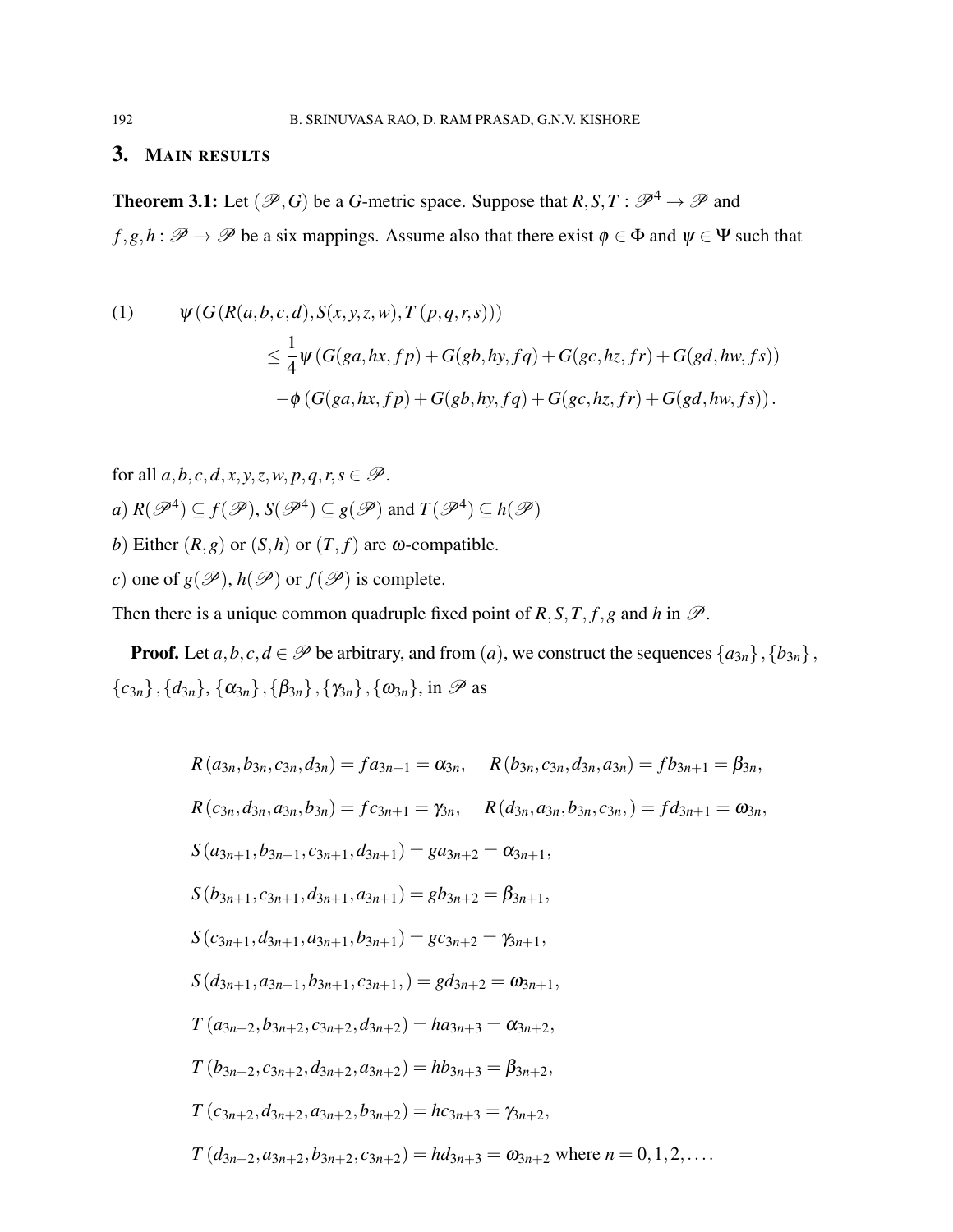## 3. Main results

**Theorem 3.1:** Let $(\mathscr{P}, G)$ be a $G$-metric space. Suppose that $R, S, T : \mathscr{P}^4 \to \mathscr{P}$ and $f, g, h : \mathscr{P} \to \mathscr{P}$ be a six mappings. Assume also that there exist $\phi \in \Phi$ and $\psi \in \Psi$ such that

$$
\begin{aligned}
(1) \qquad & \psi\left(G\left(R(a,b,c,d), S(x,y,z,w), T\left(p,q,r,s\right)\right)\right) \\
& \leq \frac{1}{4}\psi\left(G(ga,hx,fp) + G(gb,hy,fq) + G(gc,hz,fr) + G(gd,hw,fs)\right) \\
& \quad - \phi\left(G(ga,hx,fp) + G(gb,hy,fq) + G(gc,hz,fr) + G(gd,hw,fs)\right).
\end{aligned}
$$

for all $a,b,c,d,x,y,z,w,p,q,r,s \in \mathscr{P}$.

$a)$ $R(\mathscr{P}^4) \subseteq f(\mathscr{P})$, $S(\mathscr{P}^4) \subseteq g(\mathscr{P})$ and $T(\mathscr{P}^4) \subseteq h(\mathscr{P})$

$b)$ Either $(R,g)$ or $(S,h)$ or $(T,f)$ are $\omega$-compatible.

$c)$ one of $g(\mathscr{P})$, $h(\mathscr{P})$ or $f(\mathscr{P})$ is complete.

Then there is a unique common quadruple fixed point of $R, S, T, f, g$ and $h$ in $\mathscr{P}$.

**Proof.** Let $a,b,c,d \in \mathscr{P}$ be arbitrary, and from $(a)$, we construct the sequences $\{a_{3n}\}, \{b_{3n}\}, \{c_{3n}\}, \{d_{3n}\}, \{\alpha_{3n}\}, \{\beta_{3n}\}, \{\gamma_{3n}\}, \{\omega_{3n}\}$, in $\mathscr{P}$ as

$$R\left(a_{3n}, b_{3n}, c_{3n}, d_{3n}\right) = fa_{3n+1} = \alpha_{3n}, \quad R\left(b_{3n}, c_{3n}, d_{3n}, a_{3n}\right) = fb_{3n+1} = \beta_{3n},$$

$$R\left(c_{3n}, d_{3n}, a_{3n}, b_{3n}\right) = fc_{3n+1} = \gamma_{3n}, \quad R\left(d_{3n}, a_{3n}, b_{3n}, c_{3n},\right) = fd_{3n+1} = \omega_{3n},$$

$$S\left(a_{3n+1}, b_{3n+1}, c_{3n+1}, d_{3n+1}\right) = ga_{3n+2} = \alpha_{3n+1},$$

$$S\left(b_{3n+1}, c_{3n+1}, d_{3n+1}, a_{3n+1}\right) = gb_{3n+2} = \beta_{3n+1},$$

$$S\left(c_{3n+1}, d_{3n+1}, a_{3n+1}, b_{3n+1}\right) = gc_{3n+2} = \gamma_{3n+1},$$

$$S\left(d_{3n+1}, a_{3n+1}, b_{3n+1}, c_{3n+1},\right) = gd_{3n+2} = \omega_{3n+1},$$

$$T\left(a_{3n+2}, b_{3n+2}, c_{3n+2}, d_{3n+2}\right) = ha_{3n+3} = \alpha_{3n+2},$$

$$T\left(b_{3n+2}, c_{3n+2}, d_{3n+2}, a_{3n+2}\right) = hb_{3n+3} = \beta_{3n+2},$$

$$T\left(c_{3n+2}, d_{3n+2}, a_{3n+2}, b_{3n+2}\right) = hc_{3n+3} = \gamma_{3n+2},$$

$$T\left(d_{3n+2}, a_{3n+2}, b_{3n+2}, c_{3n+2}\right) = hd_{3n+3} = \omega_{3n+2} \text{ where } n = 0,1,2,\ldots.$$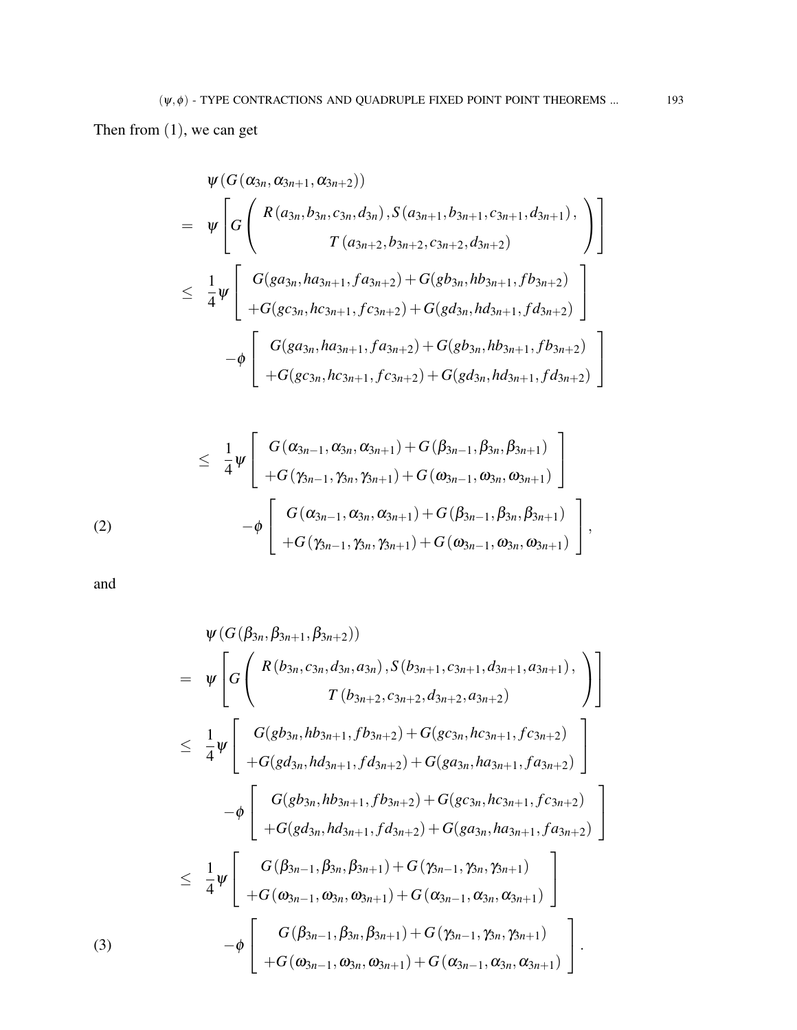Then from (1), we can get

$$
\begin{aligned}
&\psi(G(\alpha_{3n},\alpha_{3n+1},\alpha_{3n+2}))\\
=\;& \psi\left[G\left(\begin{array}{c} R(a_{3n},b_{3n},c_{3n},d_{3n}),S(a_{3n+1},b_{3n+1},c_{3n+1},d_{3n+1}),\\ T(a_{3n+2},b_{3n+2},c_{3n+2},d_{3n+2})\end{array}\right)\right]\\
\leq\;& \frac{1}{4}\psi\left[\begin{array}{c} G(ga_{3n},ha_{3n+1},fa_{3n+2})+G(gb_{3n},hb_{3n+1},fb_{3n+2})\\ +G(gc_{3n},hc_{3n+1},fc_{3n+2})+G(gd_{3n},hd_{3n+1},fd_{3n+2})\end{array}\right]\\
&\quad -\phi\left[\begin{array}{c} G(ga_{3n},ha_{3n+1},fa_{3n+2})+G(gb_{3n},hb_{3n+1},fb_{3n+2})\\ +G(gc_{3n},hc_{3n+1},fc_{3n+2})+G(gd_{3n},hd_{3n+1},fd_{3n+2})\end{array}\right]
\end{aligned}
$$

$$
\begin{aligned}
\leq\;& \frac{1}{4}\psi\left[\begin{array}{c} G(\alpha_{3n-1},\alpha_{3n},\alpha_{3n+1})+G(\beta_{3n-1},\beta_{3n},\beta_{3n+1})\\ +G(\gamma_{3n-1},\gamma_{3n},\gamma_{3n+1})+G(\omega_{3n-1},\omega_{3n},\omega_{3n+1})\end{array}\right]\\
&\quad -\phi\left[\begin{array}{c} G(\alpha_{3n-1},\alpha_{3n},\alpha_{3n+1})+G(\beta_{3n-1},\beta_{3n},\beta_{3n+1})\\ +G(\gamma_{3n-1},\gamma_{3n},\gamma_{3n+1})+G(\omega_{3n-1},\omega_{3n},\omega_{3n+1})\end{array}\right],
\end{aligned}
\tag{2}
$$

and

$$
\begin{aligned}
&\psi(G(\beta_{3n},\beta_{3n+1},\beta_{3n+2}))\\
=\;& \psi\left[G\left(\begin{array}{c} R(b_{3n},c_{3n},d_{3n},a_{3n}),S(b_{3n+1},c_{3n+1},d_{3n+1},a_{3n+1}),\\ T(b_{3n+2},c_{3n+2},d_{3n+2},a_{3n+2})\end{array}\right)\right]\\
\leq\;& \frac{1}{4}\psi\left[\begin{array}{c} G(gb_{3n},hb_{3n+1},fb_{3n+2})+G(gc_{3n},hc_{3n+1},fc_{3n+2})\\ +G(gd_{3n},hd_{3n+1},fd_{3n+2})+G(ga_{3n},ha_{3n+1},fa_{3n+2})\end{array}\right]\\
&\quad -\phi\left[\begin{array}{c} G(gb_{3n},hb_{3n+1},fb_{3n+2})+G(gc_{3n},hc_{3n+1},fc_{3n+2})\\ +G(gd_{3n},hd_{3n+1},fd_{3n+2})+G(ga_{3n},ha_{3n+1},fa_{3n+2})\end{array}\right]\\
\leq\;& \frac{1}{4}\psi\left[\begin{array}{c} G(\beta_{3n-1},\beta_{3n},\beta_{3n+1})+G(\gamma_{3n-1},\gamma_{3n},\gamma_{3n+1})\\ +G(\omega_{3n-1},\omega_{3n},\omega_{3n+1})+G(\alpha_{3n-1},\alpha_{3n},\alpha_{3n+1})\end{array}\right]\\
&\quad -\phi\left[\begin{array}{c} G(\beta_{3n-1},\beta_{3n},\beta_{3n+1})+G(\gamma_{3n-1},\gamma_{3n},\gamma_{3n+1})\\ +G(\omega_{3n-1},\omega_{3n},\omega_{3n+1})+G(\alpha_{3n-1},\alpha_{3n},\alpha_{3n+1})\end{array}\right].
\end{aligned}
\tag{3}
$$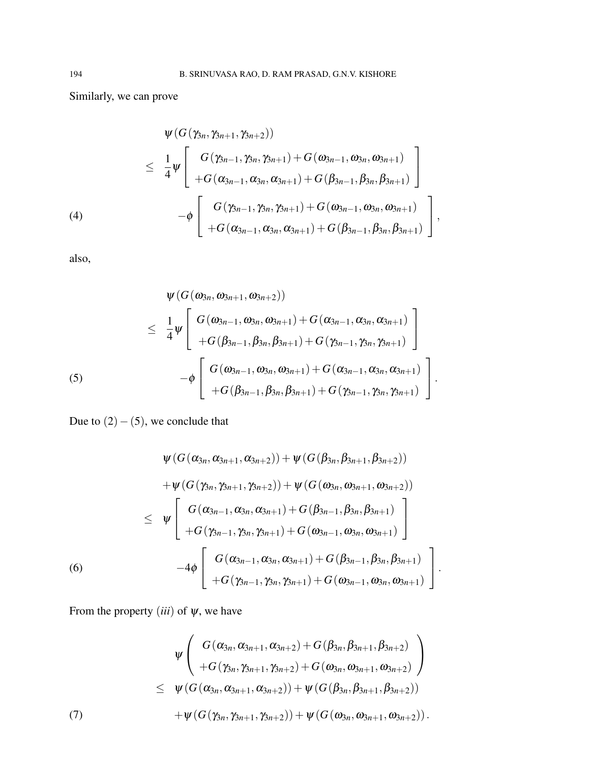Similarly, we can prove

$$
\begin{aligned}
&\psi\left(G(\gamma_{3n},\gamma_{3n+1},\gamma_{3n+2})\right)\\
\leq\ & \frac{1}{4}\psi\left[\begin{array}{c} G(\gamma_{3n-1},\gamma_{3n},\gamma_{3n+1})+G(\omega_{3n-1},\omega_{3n},\omega_{3n+1}) \\ +G(\alpha_{3n-1},\alpha_{3n},\alpha_{3n+1})+G(\beta_{3n-1},\beta_{3n},\beta_{3n+1}) \end{array}\right]\\
&\qquad -\phi\left[\begin{array}{c} G(\gamma_{3n-1},\gamma_{3n},\gamma_{3n+1})+G(\omega_{3n-1},\omega_{3n},\omega_{3n+1}) \\ +G(\alpha_{3n-1},\alpha_{3n},\alpha_{3n+1})+G(\beta_{3n-1},\beta_{3n},\beta_{3n+1}) \end{array}\right],
\end{aligned}
\tag{4}
$$

also,

$$
\begin{aligned}
&\psi\left(G(\omega_{3n},\omega_{3n+1},\omega_{3n+2})\right)\\
\leq\ & \frac{1}{4}\psi\left[\begin{array}{c} G(\omega_{3n-1},\omega_{3n},\omega_{3n+1})+G(\alpha_{3n-1},\alpha_{3n},\alpha_{3n+1}) \\ +G(\beta_{3n-1},\beta_{3n},\beta_{3n+1})+G(\gamma_{3n-1},\gamma_{3n},\gamma_{3n+1}) \end{array}\right]\\
&\qquad -\phi\left[\begin{array}{c} G(\omega_{3n-1},\omega_{3n},\omega_{3n+1})+G(\alpha_{3n-1},\alpha_{3n},\alpha_{3n+1}) \\ +G(\beta_{3n-1},\beta_{3n},\beta_{3n+1})+G(\gamma_{3n-1},\gamma_{3n},\gamma_{3n+1}) \end{array}\right].
\end{aligned}
\tag{5}
$$

Due to $(2)-(5)$, we conclude that

$$
\begin{aligned}
&\psi\left(G(\alpha_{3n},\alpha_{3n+1},\alpha_{3n+2})\right)+\psi\left(G(\beta_{3n},\beta_{3n+1},\beta_{3n+2})\right)\\
&+\psi\left(G(\gamma_{3n},\gamma_{3n+1},\gamma_{3n+2})\right)+\psi\left(G(\omega_{3n},\omega_{3n+1},\omega_{3n+2})\right)\\
\leq\ & \psi\left[\begin{array}{c} G(\alpha_{3n-1},\alpha_{3n},\alpha_{3n+1})+G(\beta_{3n-1},\beta_{3n},\beta_{3n+1}) \\ +G(\gamma_{3n-1},\gamma_{3n},\gamma_{3n+1})+G(\omega_{3n-1},\omega_{3n},\omega_{3n+1}) \end{array}\right]\\
&\qquad -4\phi\left[\begin{array}{c} G(\alpha_{3n-1},\alpha_{3n},\alpha_{3n+1})+G(\beta_{3n-1},\beta_{3n},\beta_{3n+1}) \\ +G(\gamma_{3n-1},\gamma_{3n},\gamma_{3n+1})+G(\omega_{3n-1},\omega_{3n},\omega_{3n+1}) \end{array}\right].
\end{aligned}
\tag{6}
$$

From the property $(iii)$ of $\psi$, we have

$$
\begin{aligned}
&\psi\left(\begin{array}{c} G(\alpha_{3n},\alpha_{3n+1},\alpha_{3n+2})+G(\beta_{3n},\beta_{3n+1},\beta_{3n+2}) \\ +G(\gamma_{3n},\gamma_{3n+1},\gamma_{3n+2})+G(\omega_{3n},\omega_{3n+1},\omega_{3n+2}) \end{array}\right)\\
\leq\ & \psi\left(G(\alpha_{3n},\alpha_{3n+1},\alpha_{3n+2})\right)+\psi\left(G(\beta_{3n},\beta_{3n+1},\beta_{3n+2})\right)\\
&+\psi\left(G(\gamma_{3n},\gamma_{3n+1},\gamma_{3n+2})\right)+\psi\left(G(\omega_{3n},\omega_{3n+1},\omega_{3n+2})\right).
\end{aligned}
\tag{7}
$$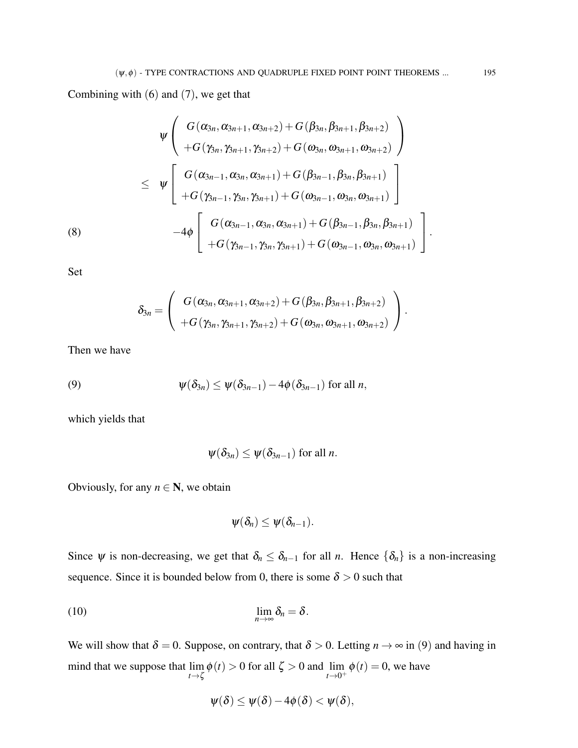Combining with (6) and (7), we get that

$$
\begin{aligned}
&\psi\left(\begin{array}{c} G(\alpha_{3n},\alpha_{3n+1},\alpha_{3n+2})+G(\beta_{3n},\beta_{3n+1},\beta_{3n+2}) \\ +G(\gamma_{3n},\gamma_{3n+1},\gamma_{3n+2})+G(\omega_{3n},\omega_{3n+1},\omega_{3n+2}) \end{array}\right) \\
&\leq \psi\left[\begin{array}{c} G(\alpha_{3n-1},\alpha_{3n},\alpha_{3n+1})+G(\beta_{3n-1},\beta_{3n},\beta_{3n+1}) \\ +G(\gamma_{3n-1},\gamma_{3n},\gamma_{3n+1})+G(\omega_{3n-1},\omega_{3n},\omega_{3n+1}) \end{array}\right] \\
&\qquad -4\phi\left[\begin{array}{c} G(\alpha_{3n-1},\alpha_{3n},\alpha_{3n+1})+G(\beta_{3n-1},\beta_{3n},\beta_{3n+1}) \\ +G(\gamma_{3n-1},\gamma_{3n},\gamma_{3n+1})+G(\omega_{3n-1},\omega_{3n},\omega_{3n+1}) \end{array}\right]. \qquad (8)
\end{aligned}
$$

Set

$$
\delta_{3n} = \left(\begin{array}{c} G(\alpha_{3n},\alpha_{3n+1},\alpha_{3n+2})+G(\beta_{3n},\beta_{3n+1},\beta_{3n+2}) \\ +G(\gamma_{3n},\gamma_{3n+1},\gamma_{3n+2})+G(\omega_{3n},\omega_{3n+1},\omega_{3n+2}) \end{array}\right).
$$

Then we have

$$
\psi(\delta_{3n}) \leq \psi(\delta_{3n-1}) - 4\phi(\delta_{3n-1}) \text{ for all } n, \tag{9}
$$

which yields that

$$
\psi(\delta_{3n}) \leq \psi(\delta_{3n-1}) \text{ for all } n.
$$

Obviously, for any $n \in \mathbf{N}$, we obtain

$$
\psi(\delta_n) \leq \psi(\delta_{n-1}).
$$

Since $\psi$ is non-decreasing, we get that $\delta_n \leq \delta_{n-1}$ for all $n$. Hence $\{\delta_n\}$ is a non-increasing sequence. Since it is bounded below from 0, there is some $\delta > 0$ such that

$$
\lim_{n\to\infty} \delta_n = \delta. \tag{10}
$$

We will show that $\delta = 0$. Suppose, on contrary, that $\delta > 0$. Letting $n \to \infty$ in (9) and having in mind that we suppose that $\lim_{t\to\zeta} \phi(t) > 0$ for all $\zeta > 0$ and $\lim_{t\to 0^+} \phi(t) = 0$, we have

$$
\psi(\delta) \leq \psi(\delta) - 4\phi(\delta) < \psi(\delta),
$$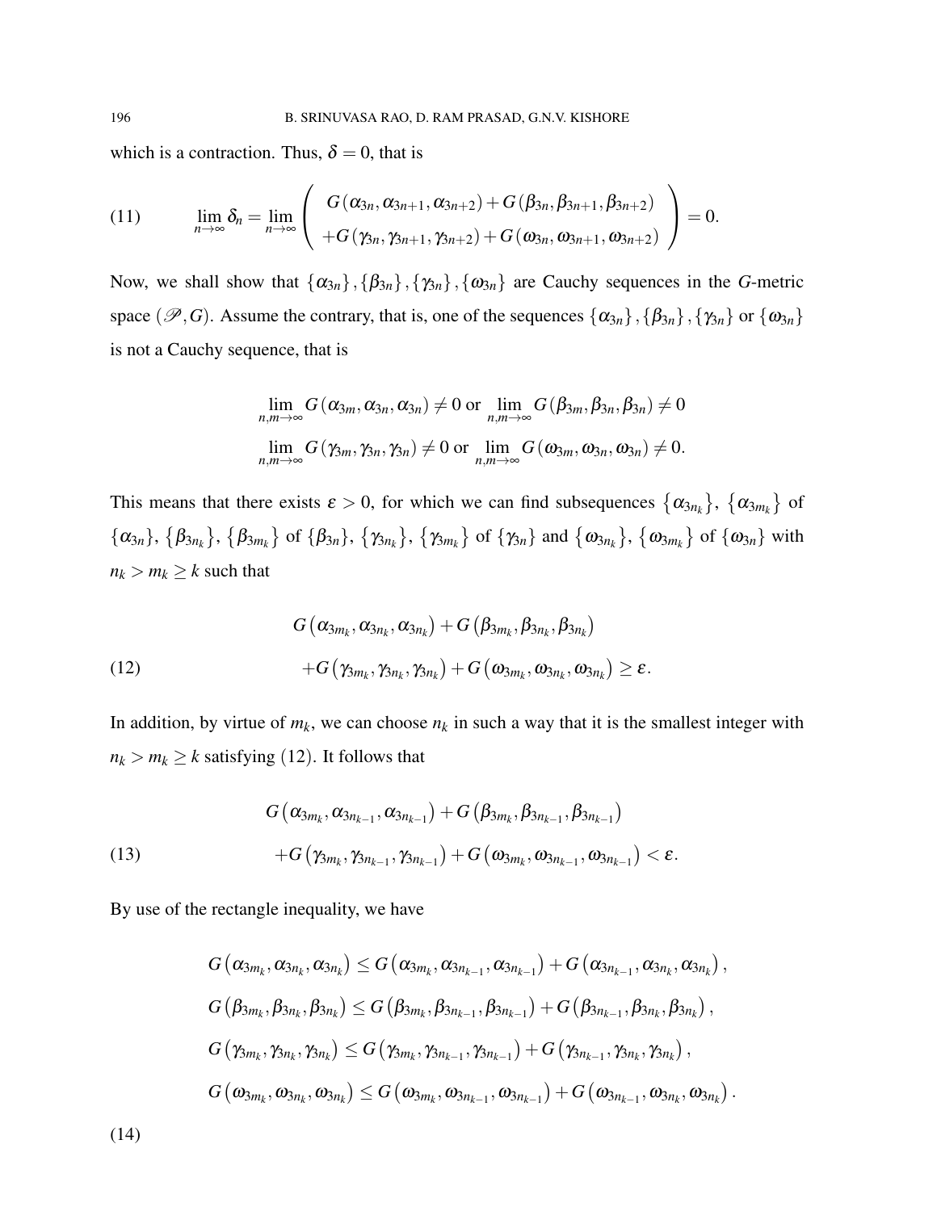which is a contraction. Thus, $\delta = 0$, that is

$$\lim_{n\to\infty} \delta_n = \lim_{n\to\infty} \begin{pmatrix} G(\alpha_{3n}, \alpha_{3n+1}, \alpha_{3n+2}) + G(\beta_{3n}, \beta_{3n+1}, \beta_{3n+2}) \\ +G(\gamma_{3n}, \gamma_{3n+1}, \gamma_{3n+2}) + G(\omega_{3n}, \omega_{3n+1}, \omega_{3n+2}) \end{pmatrix} = 0. \tag{11}$$

Now, we shall show that $\{\alpha_{3n}\}, \{\beta_{3n}\}, \{\gamma_{3n}\}, \{\omega_{3n}\}$ are Cauchy sequences in the $G$-metric space $(\mathscr{P}, G)$. Assume the contrary, that is, one of the sequences $\{\alpha_{3n}\}, \{\beta_{3n}\}, \{\gamma_{3n}\}$ or $\{\omega_{3n}\}$ is not a Cauchy sequence, that is

$$\lim_{n,m\to\infty} G(\alpha_{3m}, \alpha_{3n}, \alpha_{3n}) \neq 0 \text{ or } \lim_{n,m\to\infty} G(\beta_{3m}, \beta_{3n}, \beta_{3n}) \neq 0$$

$$\lim_{n,m\to\infty} G(\gamma_{3m}, \gamma_{3n}, \gamma_{3n}) \neq 0 \text{ or } \lim_{n,m\to\infty} G(\omega_{3m}, \omega_{3n}, \omega_{3n}) \neq 0.$$

This means that there exists $\varepsilon > 0$, for which we can find subsequences $\{\alpha_{3n_k}\}$, $\{\alpha_{3m_k}\}$ of $\{\alpha_{3n}\}$, $\{\beta_{3n_k}\}$, $\{\beta_{3m_k}\}$ of $\{\beta_{3n}\}$, $\{\gamma_{3n_k}\}$, $\{\gamma_{3m_k}\}$ of $\{\gamma_{3n}\}$ and $\{\omega_{3n_k}\}$, $\{\omega_{3m_k}\}$ of $\{\omega_{3n}\}$ with $n_k > m_k \geq k$ such that

$$\begin{aligned} &G\left(\alpha_{3m_k}, \alpha_{3n_k}, \alpha_{3n_k}\right) + G\left(\beta_{3m_k}, \beta_{3n_k}, \beta_{3n_k}\right) \\ &+G\left(\gamma_{3m_k}, \gamma_{3n_k}, \gamma_{3n_k}\right) + G\left(\omega_{3m_k}, \omega_{3n_k}, \omega_{3n_k}\right) \geq \varepsilon. \end{aligned} \tag{12}$$

In addition, by virtue of $m_k$, we can choose $n_k$ in such a way that it is the smallest integer with $n_k > m_k \geq k$ satisfying (12). It follows that

$$\begin{aligned} &G\left(\alpha_{3m_k}, \alpha_{3n_{k-1}}, \alpha_{3n_{k-1}}\right) + G\left(\beta_{3m_k}, \beta_{3n_{k-1}}, \beta_{3n_{k-1}}\right) \\ &+G\left(\gamma_{3m_k}, \gamma_{3n_{k-1}}, \gamma_{3n_{k-1}}\right) + G\left(\omega_{3m_k}, \omega_{3n_{k-1}}, \omega_{3n_{k-1}}\right) < \varepsilon. \end{aligned} \tag{13}$$

By use of the rectangle inequality, we have

$$\begin{aligned} &G\left(\alpha_{3m_k}, \alpha_{3n_k}, \alpha_{3n_k}\right) \leq G\left(\alpha_{3m_k}, \alpha_{3n_{k-1}}, \alpha_{3n_{k-1}}\right) + G\left(\alpha_{3n_{k-1}}, \alpha_{3n_k}, \alpha_{3n_k}\right), \\ &G\left(\beta_{3m_k}, \beta_{3n_k}, \beta_{3n_k}\right) \leq G\left(\beta_{3m_k}, \beta_{3n_{k-1}}, \beta_{3n_{k-1}}\right) + G\left(\beta_{3n_{k-1}}, \beta_{3n_k}, \beta_{3n_k}\right), \\ &G\left(\gamma_{3m_k}, \gamma_{3n_k}, \gamma_{3n_k}\right) \leq G\left(\gamma_{3m_k}, \gamma_{3n_{k-1}}, \gamma_{3n_{k-1}}\right) + G\left(\gamma_{3n_{k-1}}, \gamma_{3n_k}, \gamma_{3n_k}\right), \\ &G\left(\omega_{3m_k}, \omega_{3n_k}, \omega_{3n_k}\right) \leq G\left(\omega_{3m_k}, \omega_{3n_{k-1}}, \omega_{3n_{k-1}}\right) + G\left(\omega_{3n_{k-1}}, \omega_{3n_k}, \omega_{3n_k}\right). \end{aligned} \tag{14}$$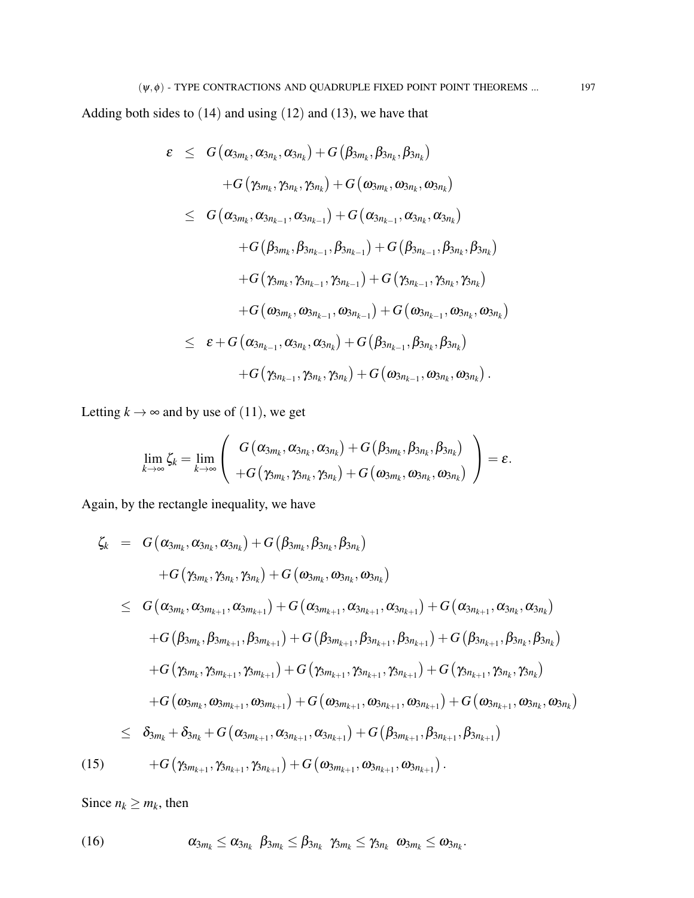Adding both sides to (14) and using (12) and (13), we have that

$$
\begin{aligned}
\varepsilon &\leq G\left(\alpha_{3m_k}, \alpha_{3n_k}, \alpha_{3n_k}\right) + G\left(\beta_{3m_k}, \beta_{3n_k}, \beta_{3n_k}\right) \\
&\qquad + G\left(\gamma_{3m_k}, \gamma_{3n_k}, \gamma_{3n_k}\right) + G\left(\omega_{3m_k}, \omega_{3n_k}, \omega_{3n_k}\right) \\
&\leq G\left(\alpha_{3m_k}, \alpha_{3n_{k-1}}, \alpha_{3n_{k-1}}\right) + G\left(\alpha_{3n_{k-1}}, \alpha_{3n_k}, \alpha_{3n_k}\right) \\
&\qquad + G\left(\beta_{3m_k}, \beta_{3n_{k-1}}, \beta_{3n_{k-1}}\right) + G\left(\beta_{3n_{k-1}}, \beta_{3n_k}, \beta_{3n_k}\right) \\
&\qquad + G\left(\gamma_{3m_k}, \gamma_{3n_{k-1}}, \gamma_{3n_{k-1}}\right) + G\left(\gamma_{3n_{k-1}}, \gamma_{3n_k}, \gamma_{3n_k}\right) \\
&\qquad + G\left(\omega_{3m_k}, \omega_{3n_{k-1}}, \omega_{3n_{k-1}}\right) + G\left(\omega_{3n_{k-1}}, \omega_{3n_k}, \omega_{3n_k}\right) \\
&\leq \varepsilon + G\left(\alpha_{3n_{k-1}}, \alpha_{3n_k}, \alpha_{3n_k}\right) + G\left(\beta_{3n_{k-1}}, \beta_{3n_k}, \beta_{3n_k}\right) \\
&\qquad + G\left(\gamma_{3n_{k-1}}, \gamma_{3n_k}, \gamma_{3n_k}\right) + G\left(\omega_{3n_{k-1}}, \omega_{3n_k}, \omega_{3n_k}\right).
\end{aligned}
$$

Letting $k \to \infty$ and by use of (11), we get

$$
\lim_{k\to\infty} \zeta_k = \lim_{k\to\infty} \left( \begin{array}{c} G\left(\alpha_{3m_k}, \alpha_{3n_k}, \alpha_{3n_k}\right) + G\left(\beta_{3m_k}, \beta_{3n_k}, \beta_{3n_k}\right) \\ + G\left(\gamma_{3m_k}, \gamma_{3n_k}, \gamma_{3n_k}\right) + G\left(\omega_{3m_k}, \omega_{3n_k}, \omega_{3n_k}\right) \end{array} \right) = \varepsilon.
$$

Again, by the rectangle inequality, we have

$$
\begin{aligned}
\zeta_k &= G\left(\alpha_{3m_k}, \alpha_{3n_k}, \alpha_{3n_k}\right) + G\left(\beta_{3m_k}, \beta_{3n_k}, \beta_{3n_k}\right) \\
&\qquad + G\left(\gamma_{3m_k}, \gamma_{3n_k}, \gamma_{3n_k}\right) + G\left(\omega_{3m_k}, \omega_{3n_k}, \omega_{3n_k}\right) \\
&\leq G\left(\alpha_{3m_k}, \alpha_{3m_{k+1}}, \alpha_{3m_{k+1}}\right) + G\left(\alpha_{3m_{k+1}}, \alpha_{3n_{k+1}}, \alpha_{3n_{k+1}}\right) + G\left(\alpha_{3n_{k+1}}, \alpha_{3n_k}, \alpha_{3n_k}\right) \\
&\qquad + G\left(\beta_{3m_k}, \beta_{3m_{k+1}}, \beta_{3m_{k+1}}\right) + G\left(\beta_{3m_{k+1}}, \beta_{3n_{k+1}}, \beta_{3n_{k+1}}\right) + G\left(\beta_{3n_{k+1}}, \beta_{3n_k}, \beta_{3n_k}\right) \\
&\qquad + G\left(\gamma_{3m_k}, \gamma_{3m_{k+1}}, \gamma_{3m_{k+1}}\right) + G\left(\gamma_{3m_{k+1}}, \gamma_{3n_{k+1}}, \gamma_{3n_{k+1}}\right) + G\left(\gamma_{3n_{k+1}}, \gamma_{3n_k}, \gamma_{3n_k}\right) \\
&\qquad + G\left(\omega_{3m_k}, \omega_{3m_{k+1}}, \omega_{3m_{k+1}}\right) + G\left(\omega_{3m_{k+1}}, \omega_{3n_{k+1}}, \omega_{3n_{k+1}}\right) + G\left(\omega_{3n_{k+1}}, \omega_{3n_k}, \omega_{3n_k}\right) \\
&\leq \delta_{3m_k} + \delta_{3n_k} + G\left(\alpha_{3m_{k+1}}, \alpha_{3n_{k+1}}, \alpha_{3n_{k+1}}\right) + G\left(\beta_{3m_{k+1}}, \beta_{3n_{k+1}}, \beta_{3n_{k+1}}\right) \\
&\qquad + G\left(\gamma_{3m_{k+1}}, \gamma_{3n_{k+1}}, \gamma_{3n_{k+1}}\right) + G\left(\omega_{3m_{k+1}}, \omega_{3n_{k+1}}, \omega_{3n_{k+1}}\right). \qquad (15)
\end{aligned}
$$

Since $n_k \geq m_k$, then

$$
\alpha_{3m_k} \leq \alpha_{3n_k} \;\; \beta_{3m_k} \leq \beta_{3n_k} \;\; \gamma_{3m_k} \leq \gamma_{3n_k} \;\; \omega_{3m_k} \leq \omega_{3n_k}. \qquad (16)
$$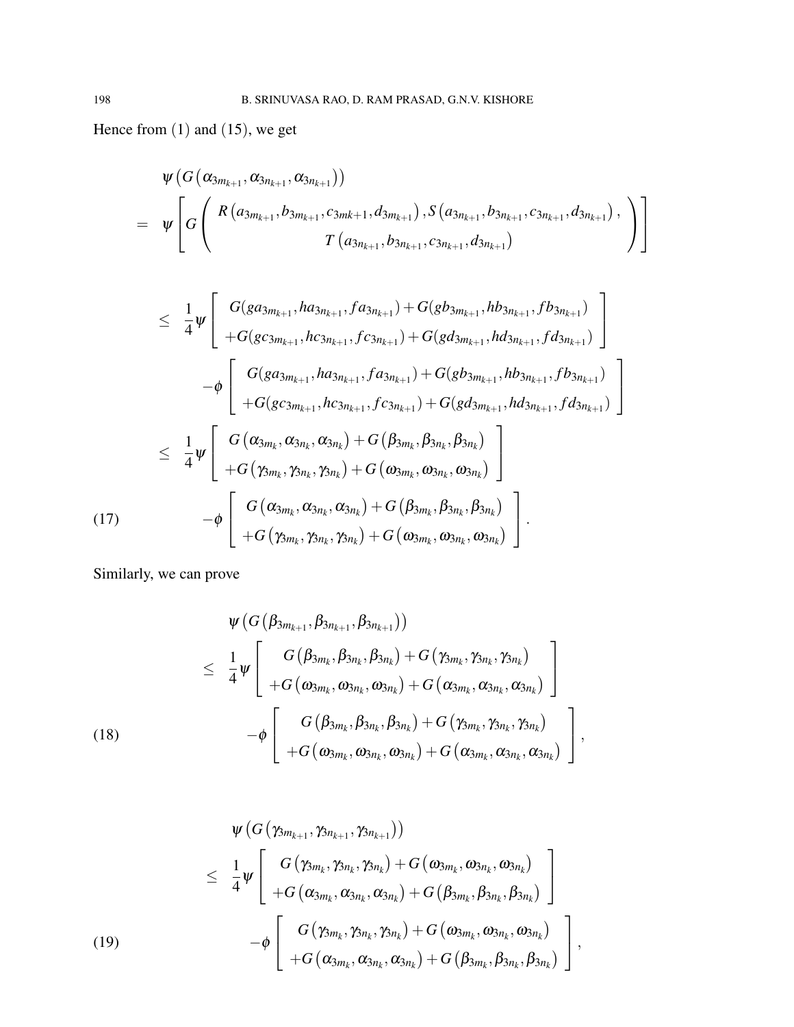Hence from $(1)$ and $(15)$, we get

$$
\begin{aligned}
& \psi\left(G\left(\alpha_{3m_{k+1}}, \alpha_{3n_{k+1}}, \alpha_{3n_{k+1}}\right)\right) \\
= \; & \psi\left[G\left(\begin{array}{c} R\left(a_{3m_{k+1}}, b_{3m_{k+1}}, c_{3mk+1}, d_{3m_{k+1}}\right), S\left(a_{3n_{k+1}}, b_{3n_{k+1}}, c_{3n_{k+1}}, d_{3n_{k+1}}\right), \\ T\left(a_{3n_{k+1}}, b_{3n_{k+1}}, c_{3n_{k+1}}, d_{3n_{k+1}}\right) \end{array}\right)\right] \\
\leq \; & \frac{1}{4}\psi\left[\begin{array}{c} G(ga_{3m_{k+1}}, ha_{3n_{k+1}}, fa_{3n_{k+1}}) + G(gb_{3m_{k+1}}, hb_{3n_{k+1}}, fb_{3n_{k+1}}) \\ +G(gc_{3m_{k+1}}, hc_{3n_{k+1}}, fc_{3n_{k+1}}) + G(gd_{3m_{k+1}}, hd_{3n_{k+1}}, fd_{3n_{k+1}}) \end{array}\right] \\
& \quad -\phi\left[\begin{array}{c} G(ga_{3m_{k+1}}, ha_{3n_{k+1}}, fa_{3n_{k+1}}) + G(gb_{3m_{k+1}}, hb_{3n_{k+1}}, fb_{3n_{k+1}}) \\ +G(gc_{3m_{k+1}}, hc_{3n_{k+1}}, fc_{3n_{k+1}}) + G(gd_{3m_{k+1}}, hd_{3n_{k+1}}, fd_{3n_{k+1}}) \end{array}\right] \\
\leq \; & \frac{1}{4}\psi\left[\begin{array}{c} G\left(\alpha_{3m_k}, \alpha_{3n_k}, \alpha_{3n_k}\right) + G\left(\beta_{3m_k}, \beta_{3n_k}, \beta_{3n_k}\right) \\ +G\left(\gamma_{3m_k}, \gamma_{3n_k}, \gamma_{3n_k}\right) + G\left(\omega_{3m_k}, \omega_{3n_k}, \omega_{3n_k}\right) \end{array}\right] \\
& \quad -\phi\left[\begin{array}{c} G\left(\alpha_{3m_k}, \alpha_{3n_k}, \alpha_{3n_k}\right) + G\left(\beta_{3m_k}, \beta_{3n_k}, \beta_{3n_k}\right) \\ +G\left(\gamma_{3m_k}, \gamma_{3n_k}, \gamma_{3n_k}\right) + G\left(\omega_{3m_k}, \omega_{3n_k}, \omega_{3n_k}\right) \end{array}\right].
\end{aligned} \tag{17}
$$

Similarly, we can prove

$$
\begin{aligned}
& \psi\left(G\left(\beta_{3m_{k+1}}, \beta_{3n_{k+1}}, \beta_{3n_{k+1}}\right)\right) \\
\leq \; & \frac{1}{4}\psi\left[\begin{array}{c} G\left(\beta_{3m_k}, \beta_{3n_k}, \beta_{3n_k}\right) + G\left(\gamma_{3m_k}, \gamma_{3n_k}, \gamma_{3n_k}\right) \\ +G\left(\omega_{3m_k}, \omega_{3n_k}, \omega_{3n_k}\right) + G\left(\alpha_{3m_k}, \alpha_{3n_k}, \alpha_{3n_k}\right) \end{array}\right] \\
& \quad -\phi\left[\begin{array}{c} G\left(\beta_{3m_k}, \beta_{3n_k}, \beta_{3n_k}\right) + G\left(\gamma_{3m_k}, \gamma_{3n_k}, \gamma_{3n_k}\right) \\ +G\left(\omega_{3m_k}, \omega_{3n_k}, \omega_{3n_k}\right) + G\left(\alpha_{3m_k}, \alpha_{3n_k}, \alpha_{3n_k}\right) \end{array}\right],
\end{aligned} \tag{18}
$$

$$
\begin{aligned}
& \psi\left(G\left(\gamma_{3m_{k+1}}, \gamma_{3n_{k+1}}, \gamma_{3n_{k+1}}\right)\right) \\
\leq \; & \frac{1}{4}\psi\left[\begin{array}{c} G\left(\gamma_{3m_k}, \gamma_{3n_k}, \gamma_{3n_k}\right) + G\left(\omega_{3m_k}, \omega_{3n_k}, \omega_{3n_k}\right) \\ +G\left(\alpha_{3m_k}, \alpha_{3n_k}, \alpha_{3n_k}\right) + G\left(\beta_{3m_k}, \beta_{3n_k}, \beta_{3n_k}\right) \end{array}\right] \\
& \quad -\phi\left[\begin{array}{c} G\left(\gamma_{3m_k}, \gamma_{3n_k}, \gamma_{3n_k}\right) + G\left(\omega_{3m_k}, \omega_{3n_k}, \omega_{3n_k}\right) \\ +G\left(\alpha_{3m_k}, \alpha_{3n_k}, \alpha_{3n_k}\right) + G\left(\beta_{3m_k}, \beta_{3n_k}, \beta_{3n_k}\right) \end{array}\right],
\end{aligned} \tag{19}
$$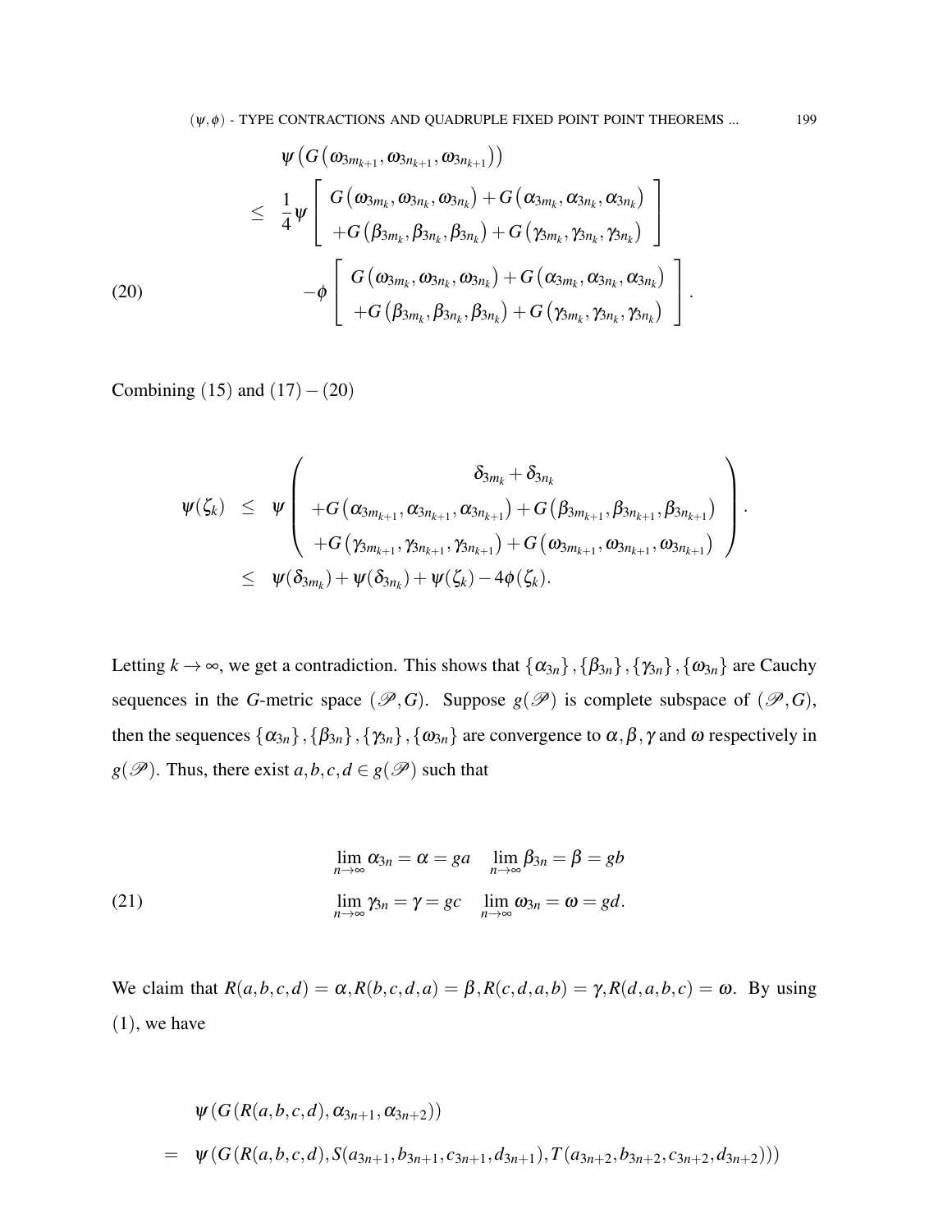$$
\begin{aligned}
& \psi\left(G\left(\omega_{3m_{k+1}}, \omega_{3n_{k+1}}, \omega_{3n_{k+1}}\right)\right) \\
\leq\ & \frac{1}{4}\psi\left[\begin{array}{c} G\left(\omega_{3m_k}, \omega_{3n_k}, \omega_{3n_k}\right)+G\left(\alpha_{3m_k}, \alpha_{3n_k}, \alpha_{3n_k}\right) \\ +G\left(\beta_{3m_k}, \beta_{3n_k}, \beta_{3n_k}\right)+G\left(\gamma_{3m_k}, \gamma_{3n_k}, \gamma_{3n_k}\right) \end{array}\right] \\
& \qquad -\phi\left[\begin{array}{c} G\left(\omega_{3m_k}, \omega_{3n_k}, \omega_{3n_k}\right)+G\left(\alpha_{3m_k}, \alpha_{3n_k}, \alpha_{3n_k}\right) \\ +G\left(\beta_{3m_k}, \beta_{3n_k}, \beta_{3n_k}\right)+G\left(\gamma_{3m_k}, \gamma_{3n_k}, \gamma_{3n_k}\right) \end{array}\right]. \qquad (20)
\end{aligned}
$$

Combining $(15)$ and $(17)-(20)$

$$
\begin{aligned}
\psi(\zeta_k) &\leq \psi\left(\begin{array}{c} \delta_{3m_k}+\delta_{3n_k} \\ +G\left(\alpha_{3m_{k+1}}, \alpha_{3n_{k+1}}, \alpha_{3n_{k+1}}\right)+G\left(\beta_{3m_{k+1}}, \beta_{3n_{k+1}}, \beta_{3n_{k+1}}\right) \\ +G\left(\gamma_{3m_{k+1}}, \gamma_{3n_{k+1}}, \gamma_{3n_{k+1}}\right)+G\left(\omega_{3m_{k+1}}, \omega_{3n_{k+1}}, \omega_{3n_{k+1}}\right) \end{array}\right). \\
&\leq \psi(\delta_{3m_k})+\psi(\delta_{3n_k})+\psi(\zeta_k)-4\phi(\zeta_k).
\end{aligned}
$$

Letting $k\to\infty$, we get a contradiction. This shows that $\{\alpha_{3n}\},\{\beta_{3n}\},\{\gamma_{3n}\},\{\omega_{3n}\}$ are Cauchy sequences in the $G$-metric space $(\mathscr{P},G)$. Suppose $g(\mathscr{P})$ is complete subspace of $(\mathscr{P},G)$, then the sequences $\{\alpha_{3n}\},\{\beta_{3n}\},\{\gamma_{3n}\},\{\omega_{3n}\}$ are convergence to $\alpha,\beta,\gamma$ and $\omega$ respectively in $g(\mathscr{P})$. Thus, there exist $a,b,c,d\in g(\mathscr{P})$ such that

$$
\begin{aligned}
& \lim_{n\to\infty}\alpha_{3n}=\alpha=ga \quad \lim_{n\to\infty}\beta_{3n}=\beta=gb \\
& \lim_{n\to\infty}\gamma_{3n}=\gamma=gc \quad \lim_{n\to\infty}\omega_{3n}=\omega=gd. \qquad (21)
\end{aligned}
$$

We claim that $R(a,b,c,d)=\alpha, R(b,c,d,a)=\beta, R(c,d,a,b)=\gamma, R(d,a,b,c)=\omega$. By using $(1)$, we have

$$
\begin{aligned}
& \psi\left(G(R(a,b,c,d),\alpha_{3n+1},\alpha_{3n+2})\right) \\
=\ & \psi\left(G(R(a,b,c,d),S(a_{3n+1},b_{3n+1},c_{3n+1},d_{3n+1}),T(a_{3n+2},b_{3n+2},c_{3n+2},d_{3n+2}))\right)
\end{aligned}
$$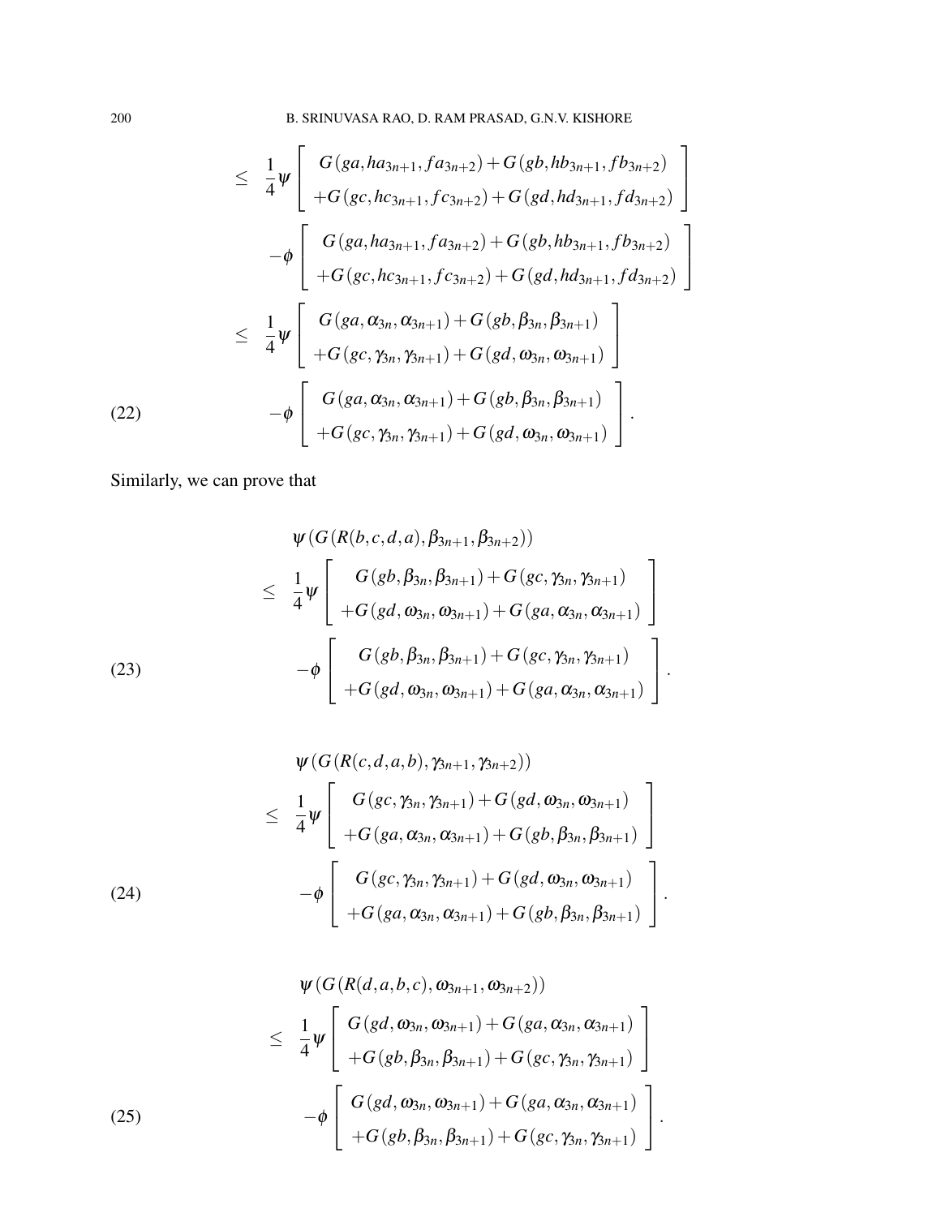$$
\begin{aligned}
&\leq \frac{1}{4}\psi\left[\begin{array}{c} G(ga, ha_{3n+1}, fa_{3n+2}) + G(gb, hb_{3n+1}, fb_{3n+2}) \\ +G(gc, hc_{3n+1}, fc_{3n+2}) + G(gd, hd_{3n+1}, fd_{3n+2}) \end{array}\right] \\
&\quad -\phi\left[\begin{array}{c} G(ga, ha_{3n+1}, fa_{3n+2}) + G(gb, hb_{3n+1}, fb_{3n+2}) \\ +G(gc, hc_{3n+1}, fc_{3n+2}) + G(gd, hd_{3n+1}, fd_{3n+2}) \end{array}\right] \\
&\leq \frac{1}{4}\psi\left[\begin{array}{c} G(ga, \alpha_{3n}, \alpha_{3n+1}) + G(gb, \beta_{3n}, \beta_{3n+1}) \\ +G(gc, \gamma_{3n}, \gamma_{3n+1}) + G(gd, \omega_{3n}, \omega_{3n+1}) \end{array}\right] \\
&\quad -\phi\left[\begin{array}{c} G(ga, \alpha_{3n}, \alpha_{3n+1}) + G(gb, \beta_{3n}, \beta_{3n+1}) \\ +G(gc, \gamma_{3n}, \gamma_{3n+1}) + G(gd, \omega_{3n}, \omega_{3n+1}) \end{array}\right]. \qquad (22)
\end{aligned}
$$

Similarly, we can prove that

$$
\begin{aligned}
&\psi(G(R(b,c,d,a), \beta_{3n+1}, \beta_{3n+2})) \\
&\leq \frac{1}{4}\psi\left[\begin{array}{c} G(gb, \beta_{3n}, \beta_{3n+1}) + G(gc, \gamma_{3n}, \gamma_{3n+1}) \\ +G(gd, \omega_{3n}, \omega_{3n+1}) + G(ga, \alpha_{3n}, \alpha_{3n+1}) \end{array}\right] \\
&\quad -\phi\left[\begin{array}{c} G(gb, \beta_{3n}, \beta_{3n+1}) + G(gc, \gamma_{3n}, \gamma_{3n+1}) \\ +G(gd, \omega_{3n}, \omega_{3n+1}) + G(ga, \alpha_{3n}, \alpha_{3n+1}) \end{array}\right]. \qquad (23)
\end{aligned}
$$

$$
\begin{aligned}
&\psi(G(R(c,d,a,b), \gamma_{3n+1}, \gamma_{3n+2})) \\
&\leq \frac{1}{4}\psi\left[\begin{array}{c} G(gc, \gamma_{3n}, \gamma_{3n+1}) + G(gd, \omega_{3n}, \omega_{3n+1}) \\ +G(ga, \alpha_{3n}, \alpha_{3n+1}) + G(gb, \beta_{3n}, \beta_{3n+1}) \end{array}\right] \\
&\quad -\phi\left[\begin{array}{c} G(gc, \gamma_{3n}, \gamma_{3n+1}) + G(gd, \omega_{3n}, \omega_{3n+1}) \\ +G(ga, \alpha_{3n}, \alpha_{3n+1}) + G(gb, \beta_{3n}, \beta_{3n+1}) \end{array}\right]. \qquad (24)
\end{aligned}
$$

$$
\begin{aligned}
&\psi(G(R(d,a,b,c), \omega_{3n+1}, \omega_{3n+2})) \\
&\leq \frac{1}{4}\psi\left[\begin{array}{c} G(gd, \omega_{3n}, \omega_{3n+1}) + G(ga, \alpha_{3n}, \alpha_{3n+1}) \\ +G(gb, \beta_{3n}, \beta_{3n+1}) + G(gc, \gamma_{3n}, \gamma_{3n+1}) \end{array}\right] \\
&\quad -\phi\left[\begin{array}{c} G(gd, \omega_{3n}, \omega_{3n+1}) + G(ga, \alpha_{3n}, \alpha_{3n+1}) \\ +G(gb, \beta_{3n}, \beta_{3n+1}) + G(gc, \gamma_{3n}, \gamma_{3n+1}) \end{array}\right]. \qquad (25)
\end{aligned}
$$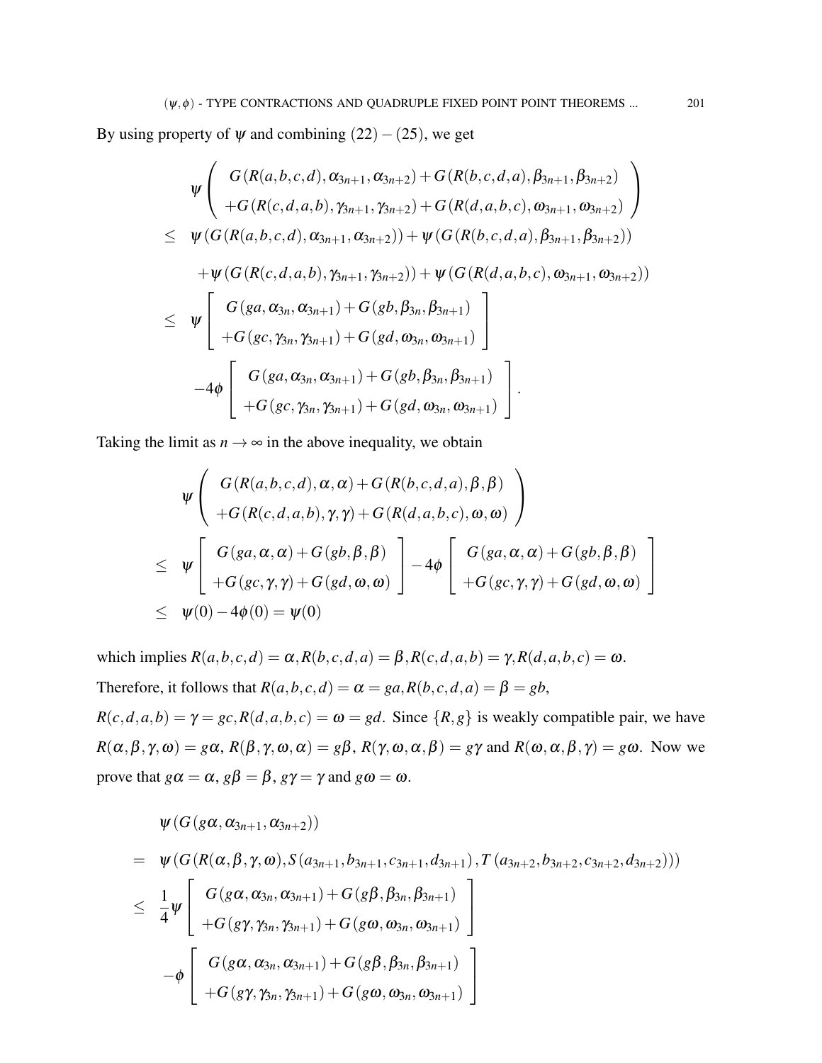By using property of $\psi$ and combining $(22)-(25)$, we get

$$
\begin{aligned}
&\psi\left(\begin{array}{c} G(R(a,b,c,d),\alpha_{3n+1},\alpha_{3n+2})+G(R(b,c,d,a),\beta_{3n+1},\beta_{3n+2}) \\ +G(R(c,d,a,b),\gamma_{3n+1},\gamma_{3n+2})+G(R(d,a,b,c),\omega_{3n+1},\omega_{3n+2}) \end{array}\right) \\
\leq\ & \psi(G(R(a,b,c,d),\alpha_{3n+1},\alpha_{3n+2}))+\psi(G(R(b,c,d,a),\beta_{3n+1},\beta_{3n+2})) \\
&+\psi(G(R(c,d,a,b),\gamma_{3n+1},\gamma_{3n+2}))+\psi(G(R(d,a,b,c),\omega_{3n+1},\omega_{3n+2})) \\
\leq\ & \psi\left[\begin{array}{c} G(ga,\alpha_{3n},\alpha_{3n+1})+G(gb,\beta_{3n},\beta_{3n+1}) \\ +G(gc,\gamma_{3n},\gamma_{3n+1})+G(gd,\omega_{3n},\omega_{3n+1}) \end{array}\right] \\
& -4\phi\left[\begin{array}{c} G(ga,\alpha_{3n},\alpha_{3n+1})+G(gb,\beta_{3n},\beta_{3n+1}) \\ +G(gc,\gamma_{3n},\gamma_{3n+1})+G(gd,\omega_{3n},\omega_{3n+1}) \end{array}\right].
\end{aligned}
$$

Taking the limit as $n\to\infty$ in the above inequality, we obtain

$$
\begin{aligned}
&\psi\left(\begin{array}{c} G(R(a,b,c,d),\alpha,\alpha)+G(R(b,c,d,a),\beta,\beta) \\ +G(R(c,d,a,b),\gamma,\gamma)+G(R(d,a,b,c),\omega,\omega) \end{array}\right) \\
\leq\ & \psi\left[\begin{array}{c} G(ga,\alpha,\alpha)+G(gb,\beta,\beta) \\ +G(gc,\gamma,\gamma)+G(gd,\omega,\omega) \end{array}\right]-4\phi\left[\begin{array}{c} G(ga,\alpha,\alpha)+G(gb,\beta,\beta) \\ +G(gc,\gamma,\gamma)+G(gd,\omega,\omega) \end{array}\right] \\
\leq\ & \psi(0)-4\phi(0)=\psi(0)
\end{aligned}
$$

which implies $R(a,b,c,d)=\alpha, R(b,c,d,a)=\beta, R(c,d,a,b)=\gamma, R(d,a,b,c)=\omega$.
Therefore, it follows that $R(a,b,c,d)=\alpha=ga, R(b,c,d,a)=\beta=gb$, $R(c,d,a,b)=\gamma=gc, R(d,a,b,c)=\omega=gd$. Since $\{R,g\}$ is weakly compatible pair, we have $R(\alpha,\beta,\gamma,\omega)=g\alpha$, $R(\beta,\gamma,\omega,\alpha)=g\beta$, $R(\gamma,\omega,\alpha,\beta)=g\gamma$ and $R(\omega,\alpha,\beta,\gamma)=g\omega$. Now we prove that $g\alpha=\alpha$, $g\beta=\beta$, $g\gamma=\gamma$ and $g\omega=\omega$.

$$
\begin{aligned}
&\psi(G(g\alpha,\alpha_{3n+1},\alpha_{3n+2})) \\
=\ & \psi(G(R(\alpha,\beta,\gamma,\omega),S(a_{3n+1},b_{3n+1},c_{3n+1},d_{3n+1}),T(a_{3n+2},b_{3n+2},c_{3n+2},d_{3n+2}))) \\
\leq\ & \frac{1}{4}\psi\left[\begin{array}{c} G(g\alpha,\alpha_{3n},\alpha_{3n+1})+G(g\beta,\beta_{3n},\beta_{3n+1}) \\ +G(g\gamma,\gamma_{3n},\gamma_{3n+1})+G(g\omega,\omega_{3n},\omega_{3n+1}) \end{array}\right] \\
& -\phi\left[\begin{array}{c} G(g\alpha,\alpha_{3n},\alpha_{3n+1})+G(g\beta,\beta_{3n},\beta_{3n+1}) \\ +G(g\gamma,\gamma_{3n},\gamma_{3n+1})+G(g\omega,\omega_{3n},\omega_{3n+1}) \end{array}\right]
\end{aligned}
$$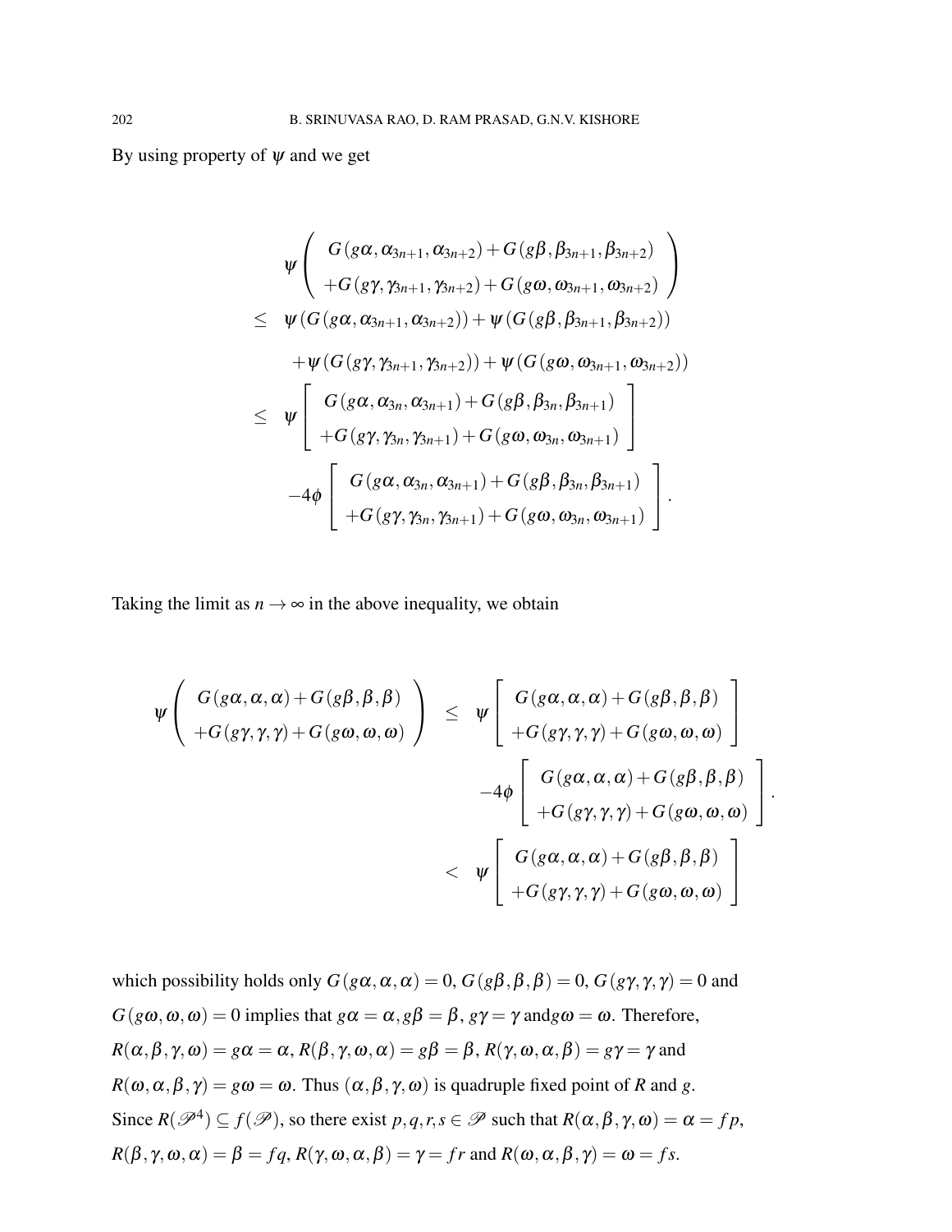By using property of $\psi$ and we get

$$
\begin{aligned}
& \psi\left(\begin{array}{c} G(g\alpha,\alpha_{3n+1},\alpha_{3n+2})+G(g\beta,\beta_{3n+1},\beta_{3n+2}) \\ +G(g\gamma,\gamma_{3n+1},\gamma_{3n+2})+G(g\omega,\omega_{3n+1},\omega_{3n+2}) \end{array}\right) \\
\leq\ & \psi(G(g\alpha,\alpha_{3n+1},\alpha_{3n+2}))+\psi(G(g\beta,\beta_{3n+1},\beta_{3n+2})) \\
& +\psi(G(g\gamma,\gamma_{3n+1},\gamma_{3n+2}))+\psi(G(g\omega,\omega_{3n+1},\omega_{3n+2})) \\
\leq\ & \psi\left[\begin{array}{c} G(g\alpha,\alpha_{3n},\alpha_{3n+1})+G(g\beta,\beta_{3n},\beta_{3n+1}) \\ +G(g\gamma,\gamma_{3n},\gamma_{3n+1})+G(g\omega,\omega_{3n},\omega_{3n+1}) \end{array}\right] \\
& -4\phi\left[\begin{array}{c} G(g\alpha,\alpha_{3n},\alpha_{3n+1})+G(g\beta,\beta_{3n},\beta_{3n+1}) \\ +G(g\gamma,\gamma_{3n},\gamma_{3n+1})+G(g\omega,\omega_{3n},\omega_{3n+1}) \end{array}\right].
\end{aligned}
$$

Taking the limit as $n\to\infty$ in the above inequality, we obtain

$$
\begin{aligned}
\psi\left(\begin{array}{c} G(g\alpha,\alpha,\alpha)+G(g\beta,\beta,\beta) \\ +G(g\gamma,\gamma,\gamma)+G(g\omega,\omega,\omega) \end{array}\right) \leq\ & \psi\left[\begin{array}{c} G(g\alpha,\alpha,\alpha)+G(g\beta,\beta,\beta) \\ +G(g\gamma,\gamma,\gamma)+G(g\omega,\omega,\omega) \end{array}\right] \\
& -4\phi\left[\begin{array}{c} G(g\alpha,\alpha,\alpha)+G(g\beta,\beta,\beta) \\ +G(g\gamma,\gamma,\gamma)+G(g\omega,\omega,\omega) \end{array}\right]. \\
<\ & \psi\left[\begin{array}{c} G(g\alpha,\alpha,\alpha)+G(g\beta,\beta,\beta) \\ +G(g\gamma,\gamma,\gamma)+G(g\omega,\omega,\omega) \end{array}\right]
\end{aligned}
$$

which possibility holds only $G(g\alpha,\alpha,\alpha)=0$, $G(g\beta,\beta,\beta)=0$, $G(g\gamma,\gamma,\gamma)=0$ and $G(g\omega,\omega,\omega)=0$ implies that $g\alpha=\alpha, g\beta=\beta$, $g\gamma=\gamma$ and$g\omega=\omega$. Therefore, $R(\alpha,\beta,\gamma,\omega)=g\alpha=\alpha$, $R(\beta,\gamma,\omega,\alpha)=g\beta=\beta$, $R(\gamma,\omega,\alpha,\beta)=g\gamma=\gamma$ and $R(\omega,\alpha,\beta,\gamma)=g\omega=\omega$. Thus $(\alpha,\beta,\gamma,\omega)$ is quadruple fixed point of $R$ and $g$. Since $R(\mathscr{P}^4)\subseteq f(\mathscr{P})$, so there exist $p,q,r,s\in\mathscr{P}$ such that $R(\alpha,\beta,\gamma,\omega)=\alpha=fp$, $R(\beta,\gamma,\omega,\alpha)=\beta=fq$, $R(\gamma,\omega,\alpha,\beta)=\gamma=fr$ and $R(\omega,\alpha,\beta,\gamma)=\omega=fs$.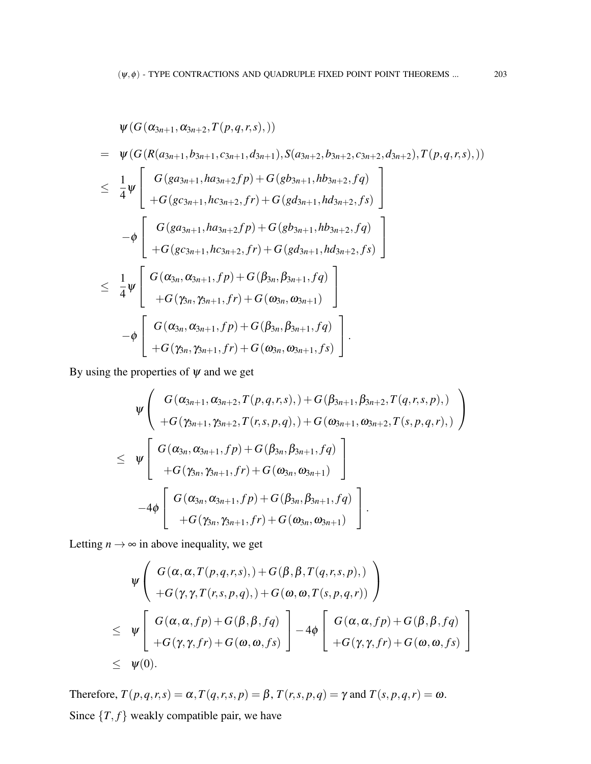$$
\begin{aligned}
&\psi(G(\alpha_{3n+1}, \alpha_{3n+2}, T(p,q,r,s),)) \\
= \;& \psi(G(R(a_{3n+1}, b_{3n+1}, c_{3n+1}, d_{3n+1}), S(a_{3n+2}, b_{3n+2}, c_{3n+2}, d_{3n+2}), T(p,q,r,s),)) \\
\leq \;& \frac{1}{4}\psi\left[\begin{array}{c} G(ga_{3n+1}, ha_{3n+2} fp) + G(gb_{3n+1}, hb_{3n+2}, fq) \\ +G(gc_{3n+1}, hc_{3n+2}, fr) + G(gd_{3n+1}, hd_{3n+2}, fs) \end{array}\right] \\
& -\phi\left[\begin{array}{c} G(ga_{3n+1}, ha_{3n+2} fp) + G(gb_{3n+1}, hb_{3n+2}, fq) \\ +G(gc_{3n+1}, hc_{3n+2}, fr) + G(gd_{3n+1}, hd_{3n+2}, fs) \end{array}\right] \\
\leq \;& \frac{1}{4}\psi\left[\begin{array}{c} G(\alpha_{3n}, \alpha_{3n+1}, fp) + G(\beta_{3n}, \beta_{3n+1}, fq) \\ +G(\gamma_{3n}, \gamma_{3n+1}, fr) + G(\omega_{3n}, \omega_{3n+1}) \end{array}\right] \\
& -\phi\left[\begin{array}{c} G(\alpha_{3n}, \alpha_{3n+1}, fp) + G(\beta_{3n}, \beta_{3n+1}, fq) \\ +G(\gamma_{3n}, \gamma_{3n+1}, fr) + G(\omega_{3n}, \omega_{3n+1}, fs) \end{array}\right].
\end{aligned}
$$

By using the properties of $\psi$ and we get

$$
\begin{aligned}
&\psi\left(\begin{array}{c} G(\alpha_{3n+1}, \alpha_{3n+2}, T(p,q,r,s),) + G(\beta_{3n+1}, \beta_{3n+2}, T(q,r,s,p),) \\ +G(\gamma_{3n+1}, \gamma_{3n+2}, T(r,s,p,q),) + G(\omega_{3n+1}, \omega_{3n+2}, T(s,p,q,r),) \end{array}\right) \\
\leq \;& \psi\left[\begin{array}{c} G(\alpha_{3n}, \alpha_{3n+1}, fp) + G(\beta_{3n}, \beta_{3n+1}, fq) \\ +G(\gamma_{3n}, \gamma_{3n+1}, fr) + G(\omega_{3n}, \omega_{3n+1}) \end{array}\right] \\
& -4\phi\left[\begin{array}{c} G(\alpha_{3n}, \alpha_{3n+1}, fp) + G(\beta_{3n}, \beta_{3n+1}, fq) \\ +G(\gamma_{3n}, \gamma_{3n+1}, fr) + G(\omega_{3n}, \omega_{3n+1}) \end{array}\right].
\end{aligned}
$$

Letting $n \to \infty$ in above inequality, we get

$$
\begin{aligned}
&\psi\left(\begin{array}{c} G(\alpha, \alpha, T(p,q,r,s),) + G(\beta, \beta, T(q,r,s,p),) \\ +G(\gamma, \gamma, T(r,s,p,q),) + G(\omega, \omega, T(s,p,q,r)) \end{array}\right) \\
\leq \;& \psi\left[\begin{array}{c} G(\alpha, \alpha, fp) + G(\beta, \beta, fq) \\ +G(\gamma, \gamma, fr) + G(\omega, \omega, fs) \end{array}\right] - 4\phi\left[\begin{array}{c} G(\alpha, \alpha, fp) + G(\beta, \beta, fq) \\ +G(\gamma, \gamma, fr) + G(\omega, \omega, fs) \end{array}\right] \\
\leq \;& \psi(0).
\end{aligned}
$$

Therefore, $T(p,q,r,s) = \alpha, T(q,r,s,p) = \beta$, $T(r,s,p,q) = \gamma$ and $T(s,p,q,r) = \omega$.

Since $\{T, f\}$ weakly compatible pair, we have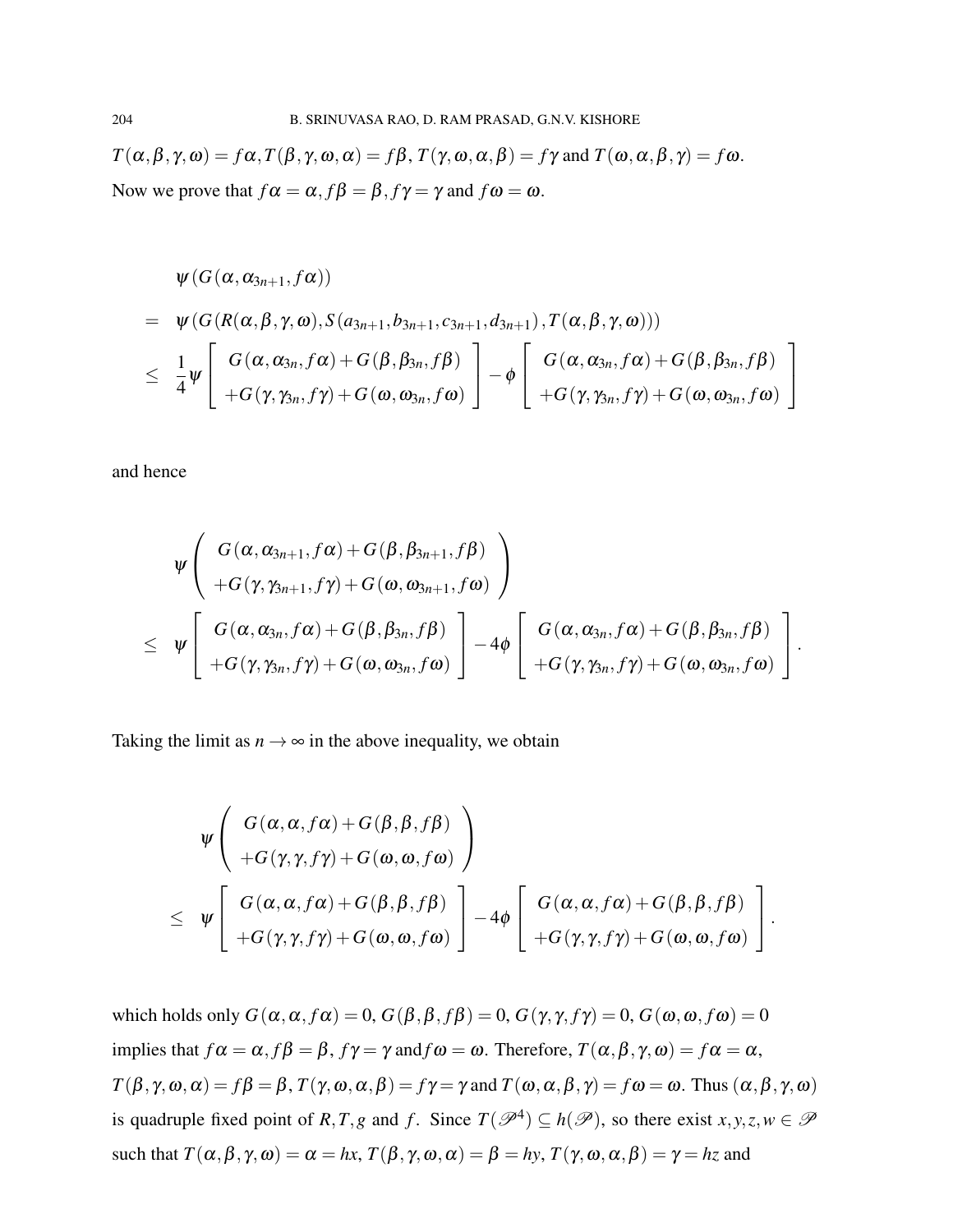$T(\alpha,\beta,\gamma,\omega) = f\alpha, T(\beta,\gamma,\omega,\alpha) = f\beta, T(\gamma,\omega,\alpha,\beta) = f\gamma$ and $T(\omega,\alpha,\beta,\gamma) = f\omega$.

Now we prove that $f\alpha = \alpha, f\beta = \beta, f\gamma = \gamma$ and $f\omega = \omega$.

$$
\begin{aligned}
& \psi(G(\alpha,\alpha_{3n+1},f\alpha)) \\
= \ & \psi\left(G\left(R(\alpha,\beta,\gamma,\omega), S\left(a_{3n+1},b_{3n+1},c_{3n+1},d_{3n+1}\right), T(\alpha,\beta,\gamma,\omega)\right)\right) \\
\leq \ & \frac{1}{4}\psi\left[\begin{array}{c} G(\alpha,\alpha_{3n},f\alpha)+G(\beta,\beta_{3n},f\beta) \\ +G(\gamma,\gamma_{3n},f\gamma)+G(\omega,\omega_{3n},f\omega) \end{array}\right] - \phi\left[\begin{array}{c} G(\alpha,\alpha_{3n},f\alpha)+G(\beta,\beta_{3n},f\beta) \\ +G(\gamma,\gamma_{3n},f\gamma)+G(\omega,\omega_{3n},f\omega) \end{array}\right]
\end{aligned}
$$

and hence

$$
\begin{aligned}
& \psi\left(\begin{array}{c} G(\alpha,\alpha_{3n+1},f\alpha)+G(\beta,\beta_{3n+1},f\beta) \\ +G(\gamma,\gamma_{3n+1},f\gamma)+G(\omega,\omega_{3n+1},f\omega) \end{array}\right) \\
\leq \ & \psi\left[\begin{array}{c} G(\alpha,\alpha_{3n},f\alpha)+G(\beta,\beta_{3n},f\beta) \\ +G(\gamma,\gamma_{3n},f\gamma)+G(\omega,\omega_{3n},f\omega) \end{array}\right] - 4\phi\left[\begin{array}{c} G(\alpha,\alpha_{3n},f\alpha)+G(\beta,\beta_{3n},f\beta) \\ +G(\gamma,\gamma_{3n},f\gamma)+G(\omega,\omega_{3n},f\omega) \end{array}\right].
\end{aligned}
$$

Taking the limit as $n \to \infty$ in the above inequality, we obtain

$$
\begin{aligned}
& \psi\left(\begin{array}{c} G(\alpha,\alpha,f\alpha)+G(\beta,\beta,f\beta) \\ +G(\gamma,\gamma,f\gamma)+G(\omega,\omega,f\omega) \end{array}\right) \\
\leq \ & \psi\left[\begin{array}{c} G(\alpha,\alpha,f\alpha)+G(\beta,\beta,f\beta) \\ +G(\gamma,\gamma,f\gamma)+G(\omega,\omega,f\omega) \end{array}\right] - 4\phi\left[\begin{array}{c} G(\alpha,\alpha,f\alpha)+G(\beta,\beta,f\beta) \\ +G(\gamma,\gamma,f\gamma)+G(\omega,\omega,f\omega) \end{array}\right].
\end{aligned}
$$

which holds only $G(\alpha,\alpha,f\alpha) = 0$, $G(\beta,\beta,f\beta) = 0$, $G(\gamma,\gamma,f\gamma) = 0$, $G(\omega,\omega,f\omega) = 0$ implies that $f\alpha = \alpha, f\beta = \beta$, $f\gamma = \gamma$ and $f\omega = \omega$. Therefore, $T(\alpha,\beta,\gamma,\omega) = f\alpha = \alpha$, $T(\beta,\gamma,\omega,\alpha) = f\beta = \beta$, $T(\gamma,\omega,\alpha,\beta) = f\gamma = \gamma$ and $T(\omega,\alpha,\beta,\gamma) = f\omega = \omega$. Thus $(\alpha,\beta,\gamma,\omega)$ is quadruple fixed point of $R,T,g$ and $f$. Since $T(\mathscr{P}^4) \subseteq h(\mathscr{P})$, so there exist $x,y,z,w \in \mathscr{P}$ such that $T(\alpha,\beta,\gamma,\omega) = \alpha = hx$, $T(\beta,\gamma,\omega,\alpha) = \beta = hy$, $T(\gamma,\omega,\alpha,\beta) = \gamma = hz$ and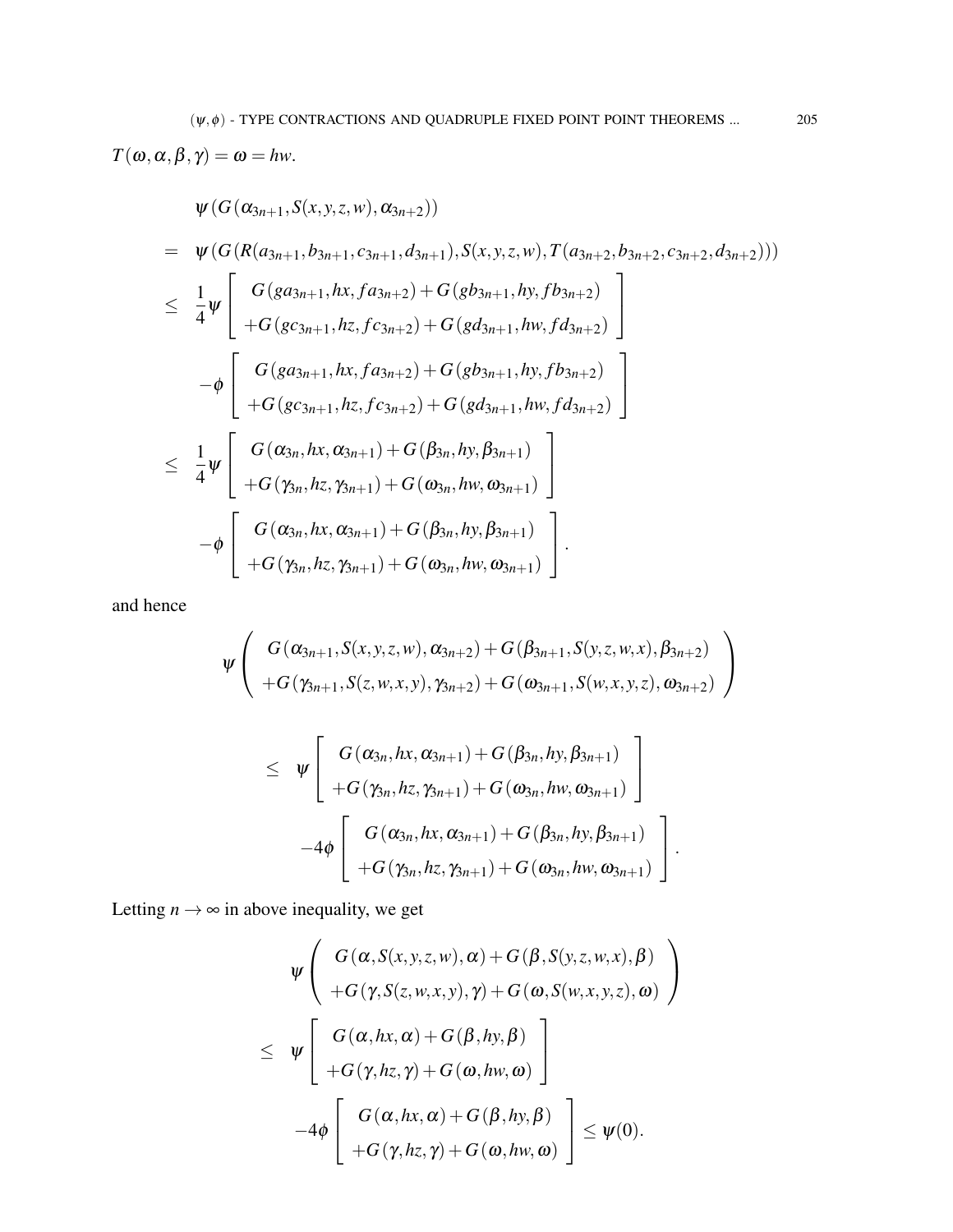$T(\omega,\alpha,\beta,\gamma) = \omega = hw.$

$$
\begin{aligned}
& \psi(G(\alpha_{3n+1}, S(x,y,z,w), \alpha_{3n+2})) \\
= \; & \psi(G(R(a_{3n+1}, b_{3n+1}, c_{3n+1}, d_{3n+1}), S(x,y,z,w), T(a_{3n+2}, b_{3n+2}, c_{3n+2}, d_{3n+2}))) \\
\leq \; & \frac{1}{4}\psi\left[\begin{array}{c} G(ga_{3n+1}, hx, fa_{3n+2}) + G(gb_{3n+1}, hy, fb_{3n+2}) \\ +G(gc_{3n+1}, hz, fc_{3n+2}) + G(gd_{3n+1}, hw, fd_{3n+2}) \end{array}\right] \\
& -\phi\left[\begin{array}{c} G(ga_{3n+1}, hx, fa_{3n+2}) + G(gb_{3n+1}, hy, fb_{3n+2}) \\ +G(gc_{3n+1}, hz, fc_{3n+2}) + G(gd_{3n+1}, hw, fd_{3n+2}) \end{array}\right] \\
\leq \; & \frac{1}{4}\psi\left[\begin{array}{c} G(\alpha_{3n}, hx, \alpha_{3n+1}) + G(\beta_{3n}, hy, \beta_{3n+1}) \\ +G(\gamma_{3n}, hz, \gamma_{3n+1}) + G(\omega_{3n}, hw, \omega_{3n+1}) \end{array}\right] \\
& -\phi\left[\begin{array}{c} G(\alpha_{3n}, hx, \alpha_{3n+1}) + G(\beta_{3n}, hy, \beta_{3n+1}) \\ +G(\gamma_{3n}, hz, \gamma_{3n+1}) + G(\omega_{3n}, hw, \omega_{3n+1}) \end{array}\right].
\end{aligned}
$$

and hence

$$
\begin{aligned}
& \psi\left(\begin{array}{c} G(\alpha_{3n+1}, S(x,y,z,w), \alpha_{3n+2}) + G(\beta_{3n+1}, S(y,z,w,x), \beta_{3n+2}) \\ +G(\gamma_{3n+1}, S(z,w,x,y), \gamma_{3n+2}) + G(\omega_{3n+1}, S(w,x,y,z), \omega_{3n+2}) \end{array}\right) \\
& \leq \; \psi\left[\begin{array}{c} G(\alpha_{3n}, hx, \alpha_{3n+1}) + G(\beta_{3n}, hy, \beta_{3n+1}) \\ +G(\gamma_{3n}, hz, \gamma_{3n+1}) + G(\omega_{3n}, hw, \omega_{3n+1}) \end{array}\right] \\
& \qquad -4\phi\left[\begin{array}{c} G(\alpha_{3n}, hx, \alpha_{3n+1}) + G(\beta_{3n}, hy, \beta_{3n+1}) \\ +G(\gamma_{3n}, hz, \gamma_{3n+1}) + G(\omega_{3n}, hw, \omega_{3n+1}) \end{array}\right].
\end{aligned}
$$

Letting $n \to \infty$ in above inequality, we get

$$
\begin{aligned}
& \psi\left(\begin{array}{c} G(\alpha, S(x,y,z,w), \alpha) + G(\beta, S(y,z,w,x), \beta) \\ +G(\gamma, S(z,w,x,y), \gamma) + G(\omega, S(w,x,y,z), \omega) \end{array}\right) \\
\leq \; & \psi\left[\begin{array}{c} G(\alpha, hx, \alpha) + G(\beta, hy, \beta) \\ +G(\gamma, hz, \gamma) + G(\omega, hw, \omega) \end{array}\right] \\
& -4\phi\left[\begin{array}{c} G(\alpha, hx, \alpha) + G(\beta, hy, \beta) \\ +G(\gamma, hz, \gamma) + G(\omega, hw, \omega) \end{array}\right] \leq \psi(0).
\end{aligned}
$$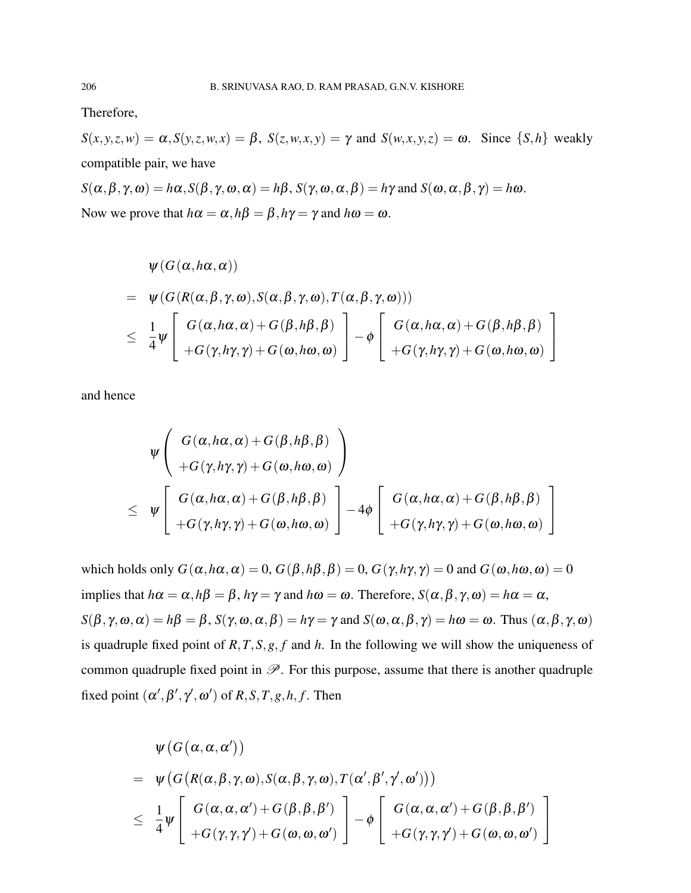Therefore,

$S(x,y,z,w) = \alpha, S(y,z,w,x) = \beta,\ S(z,w,x,y) = \gamma$ and $S(w,x,y,z) = \omega$. Since $\{S,h\}$ weakly compatible pair, we have

$S(\alpha,\beta,\gamma,\omega) = h\alpha, S(\beta,\gamma,\omega,\alpha) = h\beta,\ S(\gamma,\omega,\alpha,\beta) = h\gamma$ and $S(\omega,\alpha,\beta,\gamma) = h\omega$.

Now we prove that $h\alpha = \alpha, h\beta = \beta, h\gamma = \gamma$ and $h\omega = \omega$.

$$
\begin{aligned}
& \psi(G(\alpha,h\alpha,\alpha)) \\
= \ & \psi(G(R(\alpha,\beta,\gamma,\omega),S(\alpha,\beta,\gamma,\omega),T(\alpha,\beta,\gamma,\omega))) \\
\leq \ & \frac{1}{4}\psi\left[\begin{array}{c} G(\alpha,h\alpha,\alpha)+G(\beta,h\beta,\beta) \\ +G(\gamma,h\gamma,\gamma)+G(\omega,h\omega,\omega) \end{array}\right] - \phi\left[\begin{array}{c} G(\alpha,h\alpha,\alpha)+G(\beta,h\beta,\beta) \\ +G(\gamma,h\gamma,\gamma)+G(\omega,h\omega,\omega) \end{array}\right]
\end{aligned}
$$

and hence

$$
\begin{aligned}
& \psi\left(\begin{array}{c} G(\alpha,h\alpha,\alpha)+G(\beta,h\beta,\beta) \\ +G(\gamma,h\gamma,\gamma)+G(\omega,h\omega,\omega) \end{array}\right) \\
\leq \ & \psi\left[\begin{array}{c} G(\alpha,h\alpha,\alpha)+G(\beta,h\beta,\beta) \\ +G(\gamma,h\gamma,\gamma)+G(\omega,h\omega,\omega) \end{array}\right] - 4\phi\left[\begin{array}{c} G(\alpha,h\alpha,\alpha)+G(\beta,h\beta,\beta) \\ +G(\gamma,h\gamma,\gamma)+G(\omega,h\omega,\omega) \end{array}\right]
\end{aligned}
$$

which holds only $G(\alpha,h\alpha,\alpha) = 0$, $G(\beta,h\beta,\beta) = 0$, $G(\gamma,h\gamma,\gamma) = 0$ and $G(\omega,h\omega,\omega) = 0$ implies that $h\alpha = \alpha, h\beta = \beta$, $h\gamma = \gamma$ and $h\omega = \omega$. Therefore, $S(\alpha,\beta,\gamma,\omega) = h\alpha = \alpha$, $S(\beta,\gamma,\omega,\alpha) = h\beta = \beta$, $S(\gamma,\omega,\alpha,\beta) = h\gamma = \gamma$ and $S(\omega,\alpha,\beta,\gamma) = h\omega = \omega$. Thus $(\alpha,\beta,\gamma,\omega)$ is quadruple fixed point of $R,T,S,g,f$ and $h$. In the following we will show the uniqueness of common quadruple fixed point in $\mathscr{P}$. For this purpose, assume that there is another quadruple fixed point $(\alpha',\beta',\gamma',\omega')$ of $R,S,T,g,h,f$. Then

$$
\begin{aligned}
& \psi\big(G\big(\alpha,\alpha,\alpha'\big)\big) \\
= \ & \psi\big(G\big(R(\alpha,\beta,\gamma,\omega),S(\alpha,\beta,\gamma,\omega),T(\alpha',\beta',\gamma',\omega')\big)\big) \\
\leq \ & \frac{1}{4}\psi\left[\begin{array}{c} G(\alpha,\alpha,\alpha')+G(\beta,\beta,\beta') \\ +G(\gamma,\gamma,\gamma')+G(\omega,\omega,\omega') \end{array}\right] - \phi\left[\begin{array}{c} G(\alpha,\alpha,\alpha')+G(\beta,\beta,\beta') \\ +G(\gamma,\gamma,\gamma')+G(\omega,\omega,\omega') \end{array}\right]
\end{aligned}
$$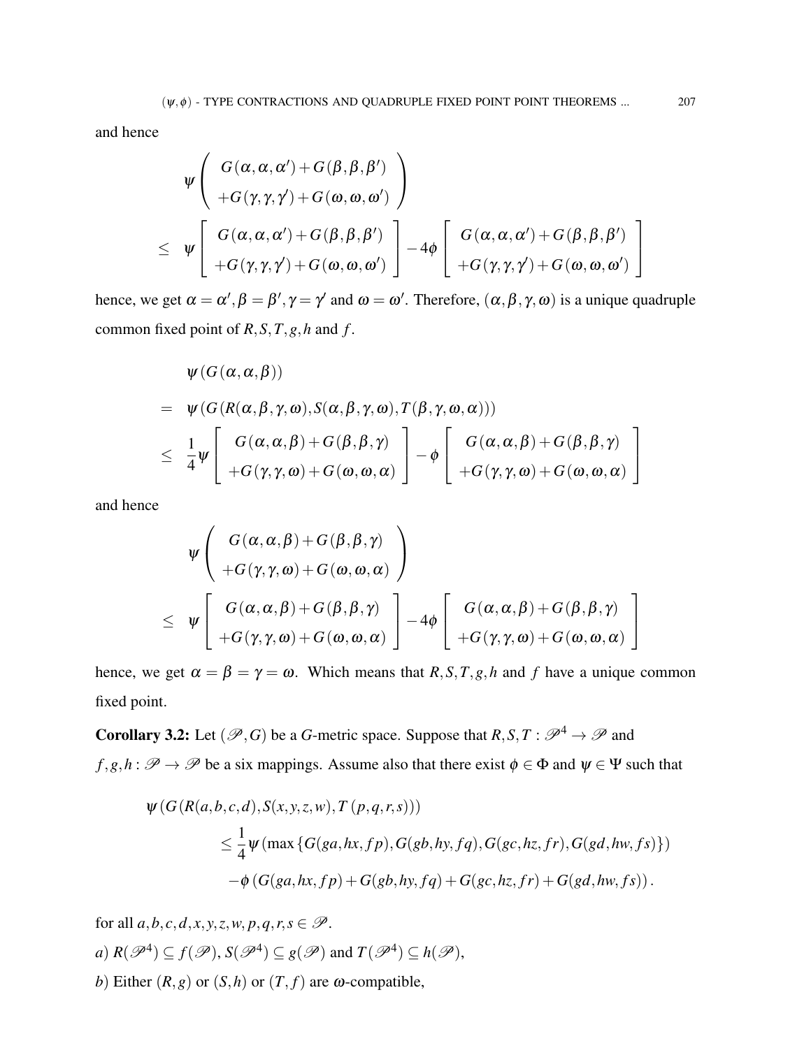and hence

$$\psi\left(\begin{array}{c} G(\alpha,\alpha,\alpha')+G(\beta,\beta,\beta') \\ +G(\gamma,\gamma,\gamma')+G(\omega,\omega,\omega') \end{array}\right)$$

$$\leq \psi\left[\begin{array}{c} G(\alpha,\alpha,\alpha')+G(\beta,\beta,\beta') \\ +G(\gamma,\gamma,\gamma')+G(\omega,\omega,\omega') \end{array}\right]-4\phi\left[\begin{array}{c} G(\alpha,\alpha,\alpha')+G(\beta,\beta,\beta') \\ +G(\gamma,\gamma,\gamma')+G(\omega,\omega,\omega') \end{array}\right]$$

hence, we get $\alpha=\alpha', \beta=\beta', \gamma=\gamma'$ and $\omega=\omega'$. Therefore, $(\alpha,\beta,\gamma,\omega)$ is a unique quadruple common fixed point of $R,S,T,g,h$ and $f$.

$$\begin{aligned}
&\psi(G(\alpha,\alpha,\beta)) \\
=\ & \psi(G(R(\alpha,\beta,\gamma,\omega),S(\alpha,\beta,\gamma,\omega),T(\beta,\gamma,\omega,\alpha))) \\
\leq\ & \frac{1}{4}\psi\left[\begin{array}{c} G(\alpha,\alpha,\beta)+G(\beta,\beta,\gamma) \\ +G(\gamma,\gamma,\omega)+G(\omega,\omega,\alpha) \end{array}\right]-\phi\left[\begin{array}{c} G(\alpha,\alpha,\beta)+G(\beta,\beta,\gamma) \\ +G(\gamma,\gamma,\omega)+G(\omega,\omega,\alpha) \end{array}\right]
\end{aligned}$$

and hence

$$\psi\left(\begin{array}{c} G(\alpha,\alpha,\beta)+G(\beta,\beta,\gamma) \\ +G(\gamma,\gamma,\omega)+G(\omega,\omega,\alpha) \end{array}\right)$$

$$\leq \psi\left[\begin{array}{c} G(\alpha,\alpha,\beta)+G(\beta,\beta,\gamma) \\ +G(\gamma,\gamma,\omega)+G(\omega,\omega,\alpha) \end{array}\right]-4\phi\left[\begin{array}{c} G(\alpha,\alpha,\beta)+G(\beta,\beta,\gamma) \\ +G(\gamma,\gamma,\omega)+G(\omega,\omega,\alpha) \end{array}\right]$$

hence, we get $\alpha=\beta=\gamma=\omega$. Which means that $R,S,T,g,h$ and $f$ have a unique common fixed point.

**Corollary 3.2:** Let $(\mathscr{P},G)$ be a $G$-metric space. Suppose that $R,S,T:\mathscr{P}^4\to\mathscr{P}$ and $f,g,h:\mathscr{P}\to\mathscr{P}$ be a six mappings. Assume also that there exist $\phi\in\Phi$ and $\psi\in\Psi$ such that

$$\begin{aligned}
&\psi(G(R(a,b,c,d),S(x,y,z,w),T(p,q,r,s))) \\
&\quad\leq\frac{1}{4}\psi(\max\{G(ga,hx,fp),G(gb,hy,fq),G(gc,hz,fr),G(gd,hw,fs)\}) \\
&\quad\quad-\phi(G(ga,hx,fp)+G(gb,hy,fq)+G(gc,hz,fr)+G(gd,hw,fs)).
\end{aligned}$$

for all $a,b,c,d,x,y,z,w,p,q,r,s\in\mathscr{P}$.

$a)$ $R(\mathscr{P}^4)\subseteq f(\mathscr{P})$, $S(\mathscr{P}^4)\subseteq g(\mathscr{P})$ and $T(\mathscr{P}^4)\subseteq h(\mathscr{P})$,

$b)$ Either $(R,g)$ or $(S,h)$ or $(T,f)$ are $\omega$-compatible,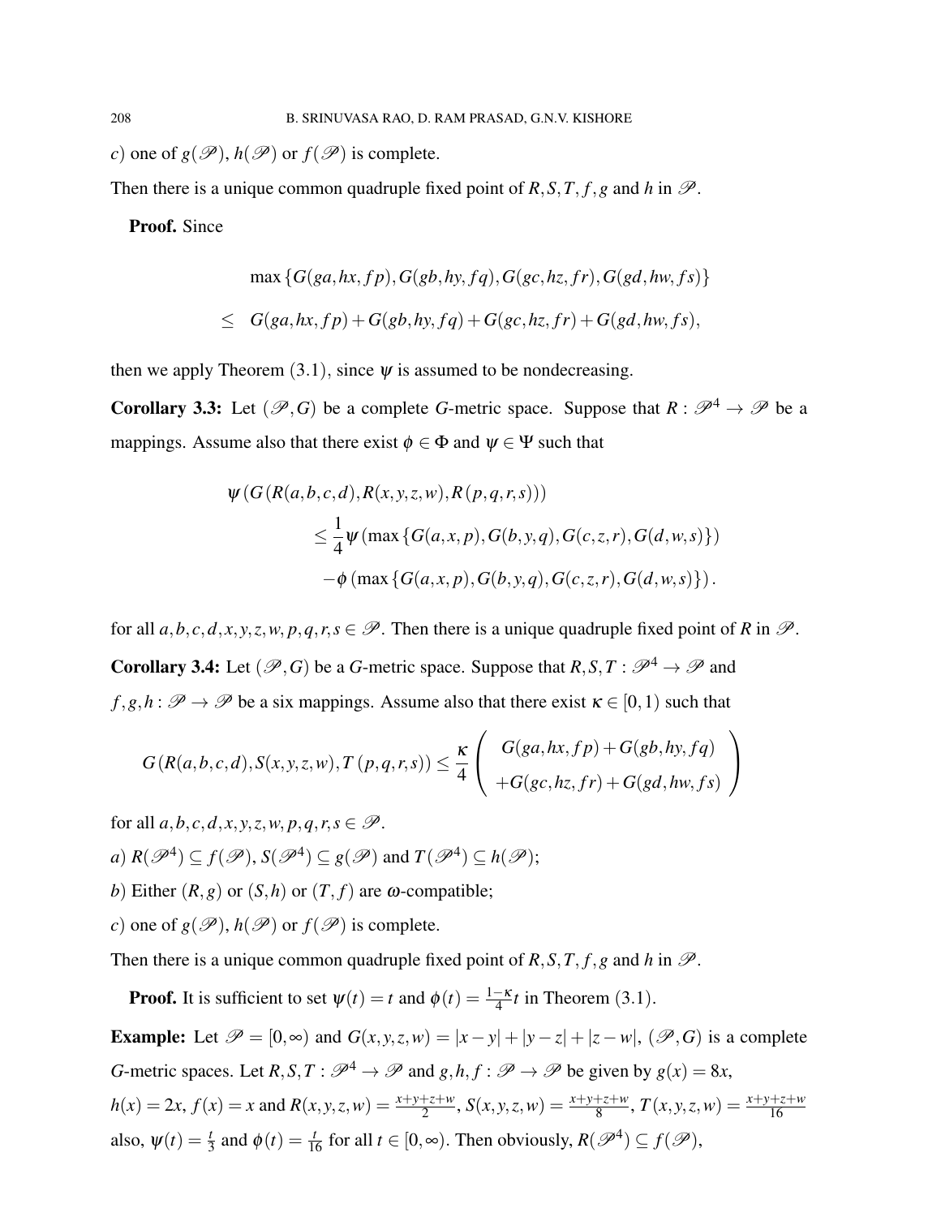$c)$ one of $g(\mathscr{P})$, $h(\mathscr{P})$ or $f(\mathscr{P})$ is complete.

Then there is a unique common quadruple fixed point of $R,S,T,f,g$ and $h$ in $\mathscr{P}$.

**Proof.** Since

$$
\begin{aligned}
& \max\{G(ga,hx,fp),G(gb,hy,fq),G(gc,hz,fr),G(gd,hw,fs)\} \\
\leq \quad & G(ga,hx,fp)+G(gb,hy,fq)+G(gc,hz,fr)+G(gd,hw,fs),
\end{aligned}
$$

then we apply Theorem (3.1), since $\psi$ is assumed to be nondecreasing.

**Corollary 3.3:** Let $(\mathscr{P},G)$ be a complete $G$-metric space. Suppose that $R:\mathscr{P}^4\to\mathscr{P}$ be a mappings. Assume also that there exist $\phi\in\Phi$ and $\psi\in\Psi$ such that

$$
\begin{aligned}
\psi(G(R(a,b,c,d),R(x,y,z,w),R(p,q,r,s))) & \\
\leq \frac{1}{4}\psi(\max\{G(a,x,p),G(b,y,q),G(c,z,r),G(d,w,s)\}) & \\
-\phi(\max\{G(a,x,p),G(b,y,q),G(c,z,r),G(d,w,s)\}). &
\end{aligned}
$$

for all $a,b,c,d,x,y,z,w,p,q,r,s\in\mathscr{P}$. Then there is a unique quadruple fixed point of $R$ in $\mathscr{P}$.

**Corollary 3.4:** Let $(\mathscr{P},G)$ be a $G$-metric space. Suppose that $R,S,T:\mathscr{P}^4\to\mathscr{P}$ and $f,g,h:\mathscr{P}\to\mathscr{P}$ be a six mappings. Assume also that there exist $\kappa\in[0,1)$ such that

$$
G(R(a,b,c,d),S(x,y,z,w),T(p,q,r,s))\leq\frac{\kappa}{4}\left(\begin{array}{c} G(ga,hx,fp)+G(gb,hy,fq) \\ +G(gc,hz,fr)+G(gd,hw,fs)\end{array}\right)
$$

for all $a,b,c,d,x,y,z,w,p,q,r,s\in\mathscr{P}$.

$a)$ $R(\mathscr{P}^4)\subseteq f(\mathscr{P})$, $S(\mathscr{P}^4)\subseteq g(\mathscr{P})$ and $T(\mathscr{P}^4)\subseteq h(\mathscr{P})$;

$b)$ Either $(R,g)$ or $(S,h)$ or $(T,f)$ are $\omega$-compatible;

$c)$ one of $g(\mathscr{P})$, $h(\mathscr{P})$ or $f(\mathscr{P})$ is complete.

Then there is a unique common quadruple fixed point of $R,S,T,f,g$ and $h$ in $\mathscr{P}$.

**Proof.** It is sufficient to set $\psi(t)=t$ and $\phi(t)=\frac{1-\kappa}{4}t$ in Theorem (3.1).

**Example:** Let $\mathscr{P}=[0,\infty)$ and $G(x,y,z,w)=|x-y|+|y-z|+|z-w|$, $(\mathscr{P},G)$ is a complete $G$-metric spaces. Let $R,S,T:\mathscr{P}^4\to\mathscr{P}$ and $g,h,f:\mathscr{P}\to\mathscr{P}$ be given by $g(x)=8x$, $h(x)=2x$, $f(x)=x$ and $R(x,y,z,w)=\frac{x+y+z+w}{2}$, $S(x,y,z,w)=\frac{x+y+z+w}{8}$, $T(x,y,z,w)=\frac{x+y+z+w}{16}$ also, $\psi(t)=\frac{t}{3}$ and $\phi(t)=\frac{t}{16}$ for all $t\in[0,\infty)$. Then obviously, $R(\mathscr{P}^4)\subseteq f(\mathscr{P})$,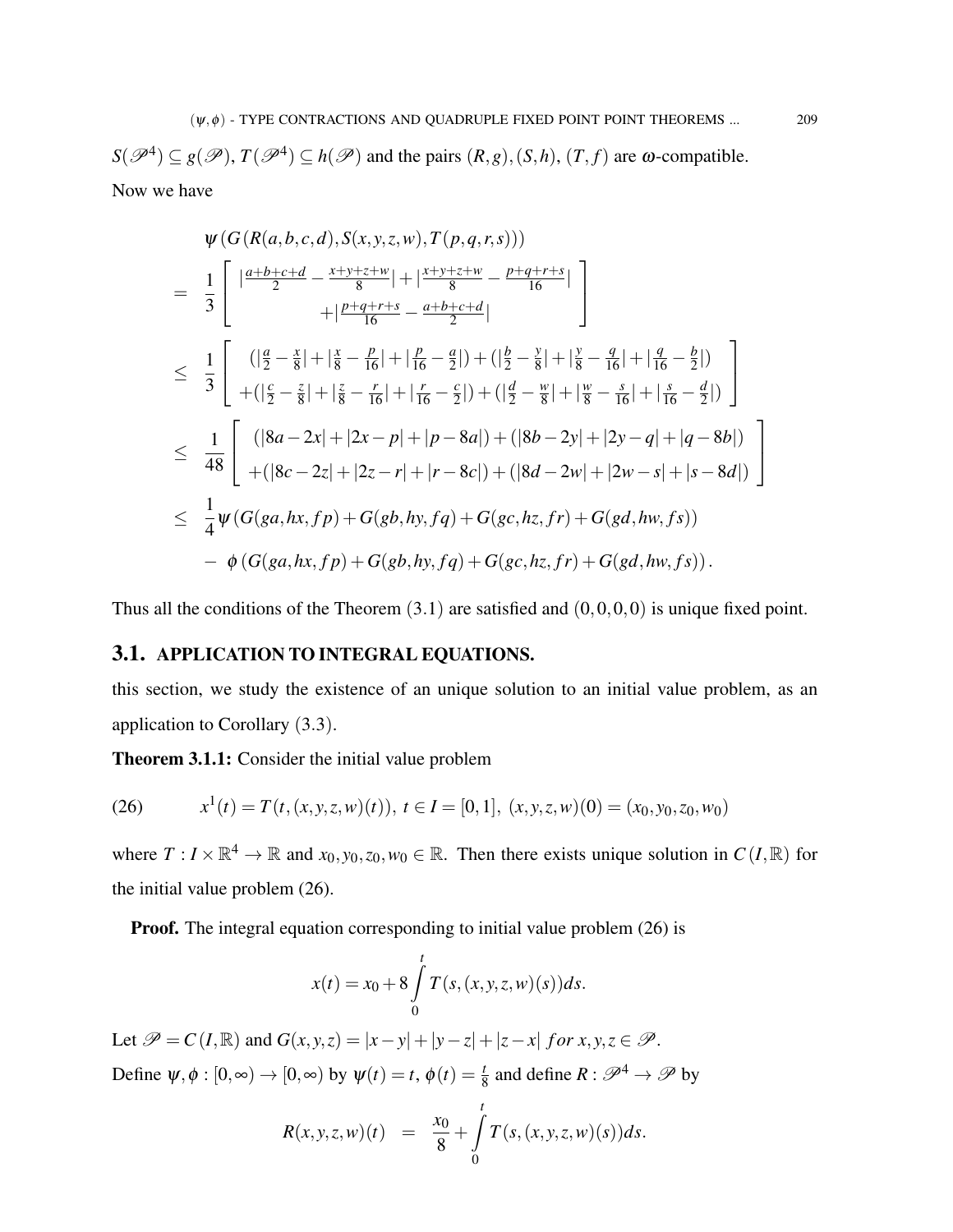$S(\mathscr{P}^4) \subseteq g(\mathscr{P})$, $T(\mathscr{P}^4) \subseteq h(\mathscr{P})$ and the pairs $(R,g),(S,h)$, $(T,f)$ are $\omega$-compatible.

Now we have

$$
\begin{aligned}
& \psi\left(G(R(a,b,c,d),S(x,y,z,w),T(p,q,r,s))\right) \\
= \; & \frac{1}{3}\left[\begin{array}{c} \left|\frac{a+b+c+d}{2} - \frac{x+y+z+w}{8}\right| + \left|\frac{x+y+z+w}{8} - \frac{p+q+r+s}{16}\right| \\ + \left|\frac{p+q+r+s}{16} - \frac{a+b+c+d}{2}\right| \end{array}\right] \\
\leq \; & \frac{1}{3}\left[\begin{array}{c} \left(\left|\frac{a}{2}-\frac{x}{8}\right| + \left|\frac{x}{8}-\frac{p}{16}\right| + \left|\frac{p}{16}-\frac{a}{2}\right|\right) + \left(\left|\frac{b}{2}-\frac{y}{8}\right| + \left|\frac{y}{8}-\frac{q}{16}\right| + \left|\frac{q}{16}-\frac{b}{2}\right|\right) \\ + \left(\left|\frac{c}{2}-\frac{z}{8}\right| + \left|\frac{z}{8}-\frac{r}{16}\right| + \left|\frac{r}{16}-\frac{c}{2}\right|\right) + \left(\left|\frac{d}{2}-\frac{w}{8}\right| + \left|\frac{w}{8}-\frac{s}{16}\right| + \left|\frac{s}{16}-\frac{d}{2}\right|\right) \end{array}\right] \\
\leq \; & \frac{1}{48}\left[\begin{array}{c} (|8a-2x| + |2x-p| + |p-8a|) + (|8b-2y| + |2y-q| + |q-8b|) \\ + (|8c-2z| + |2z-r| + |r-8c|) + (|8d-2w| + |2w-s| + |s-8d|) \end{array}\right] \\
\leq \; & \frac{1}{4}\psi\left(G(ga,hx,fp) + G(gb,hy,fq) + G(gc,hz,fr) + G(gd,hw,fs)\right) \\
& - \; \phi\left(G(ga,hx,fp) + G(gb,hy,fq) + G(gc,hz,fr) + G(gd,hw,fs)\right).
\end{aligned}
$$

Thus all the conditions of the Theorem (3.1) are satisfied and $(0,0,0,0)$ is unique fixed point.

## 3.1. APPLICATION TO INTEGRAL EQUATIONS.

this section, we study the existence of an unique solution to an initial value problem, as an application to Corollary (3.3).

**Theorem 3.1.1:** Consider the initial value problem

$$
x^1(t) = T(t,(x,y,z,w)(t)),\; t \in I = [0,1],\; (x,y,z,w)(0) = (x_0,y_0,z_0,w_0) \tag{26}
$$

where $T : I \times \mathbb{R}^4 \to \mathbb{R}$ and $x_0,y_0,z_0,w_0 \in \mathbb{R}$. Then there exists unique solution in $C(I,\mathbb{R})$ for the initial value problem (26).

**Proof.** The integral equation corresponding to initial value problem (26) is

$$
x(t) = x_0 + 8\int_0^t T(s,(x,y,z,w)(s))ds.
$$

Let $\mathscr{P} = C(I,\mathbb{R})$ and $G(x,y,z) = |x-y| + |y-z| + |z-x| \; for \; x,y,z \in \mathscr{P}$.

Define $\psi, \phi : [0,\infty) \to [0,\infty)$ by $\psi(t) = t$, $\phi(t) = \frac{t}{8}$ and define $R : \mathscr{P}^4 \to \mathscr{P}$ by

$$
R(x,y,z,w)(t) \;\; = \;\; \frac{x_0}{8} + \int_0^t T(s,(x,y,z,w)(s))ds.
$$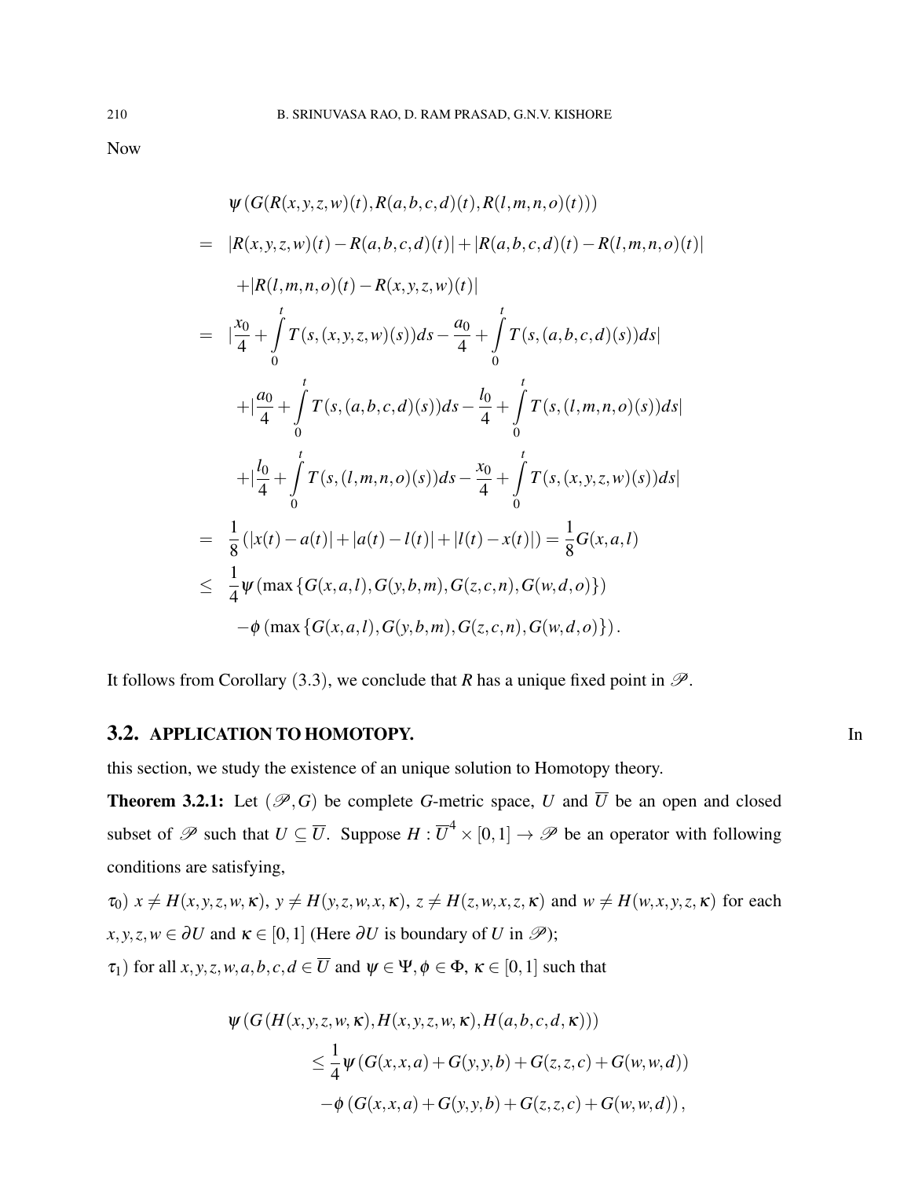Now

$$
\begin{aligned}
& \psi\left(G(R(x,y,z,w)(t), R(a,b,c,d)(t), R(l,m,n,o)(t))\right) \\
= \; & |R(x,y,z,w)(t) - R(a,b,c,d)(t)| + |R(a,b,c,d)(t) - R(l,m,n,o)(t)| \\
& + |R(l,m,n,o)(t) - R(x,y,z,w)(t)| \\
= \; & \Big|\frac{x_0}{4} + \int_0^t T(s,(x,y,z,w)(s))ds - \frac{a_0}{4} + \int_0^t T(s,(a,b,c,d)(s))ds\Big| \\
& + \Big|\frac{a_0}{4} + \int_0^t T(s,(a,b,c,d)(s))ds - \frac{l_0}{4} + \int_0^t T(s,(l,m,n,o)(s))ds\Big| \\
& + \Big|\frac{l_0}{4} + \int_0^t T(s,(l,m,n,o)(s))ds - \frac{x_0}{4} + \int_0^t T(s,(x,y,z,w)(s))ds\Big| \\
= \; & \frac{1}{8}\left(|x(t)-a(t)| + |a(t)-l(t)| + |l(t)-x(t)|\right) = \frac{1}{8}G(x,a,l) \\
\leq \; & \frac{1}{4}\psi\left(\max\{G(x,a,l), G(y,b,m), G(z,c,n), G(w,d,o)\}\right) \\
& - \phi\left(\max\{G(x,a,l), G(y,b,m), G(z,c,n), G(w,d,o)\}\right).
\end{aligned}
$$

It follows from Corollary (3.3), we conclude that $R$ has a unique fixed point in $\mathscr{P}$.

## 3.2. APPLICATION TO HOMOTOPY.

In this section, we study the existence of an unique solution to Homotopy theory.

**Theorem 3.2.1:** Let $(\mathscr{P}, G)$ be complete $G$-metric space, $U$ and $\overline{U}$ be an open and closed subset of $\mathscr{P}$ such that $U \subseteq \overline{U}$. Suppose $H : \overline{U}^4 \times [0,1] \to \mathscr{P}$ be an operator with following conditions are satisfying,

$\tau_0$) $x \neq H(x,y,z,w,\kappa)$, $y \neq H(y,z,w,x,\kappa)$, $z \neq H(z,w,x,z,\kappa)$ and $w \neq H(w,x,y,z,\kappa)$ for each $x,y,z,w \in \partial U$ and $\kappa \in [0,1]$ (Here $\partial U$ is boundary of $U$ in $\mathscr{P}$);

$\tau_1$) for all $x,y,z,w,a,b,c,d \in \overline{U}$ and $\psi \in \Psi, \phi \in \Phi$, $\kappa \in [0,1]$ such that

$$
\begin{aligned}
& \psi\left(G(H(x,y,z,w,\kappa), H(x,y,z,w,\kappa), H(a,b,c,d,\kappa))\right) \\
& \quad \leq \frac{1}{4}\psi\left(G(x,x,a) + G(y,y,b) + G(z,z,c) + G(w,w,d)\right) \\
& \quad\quad - \phi\left(G(x,x,a) + G(y,y,b) + G(z,z,c) + G(w,w,d)\right),
\end{aligned}
$$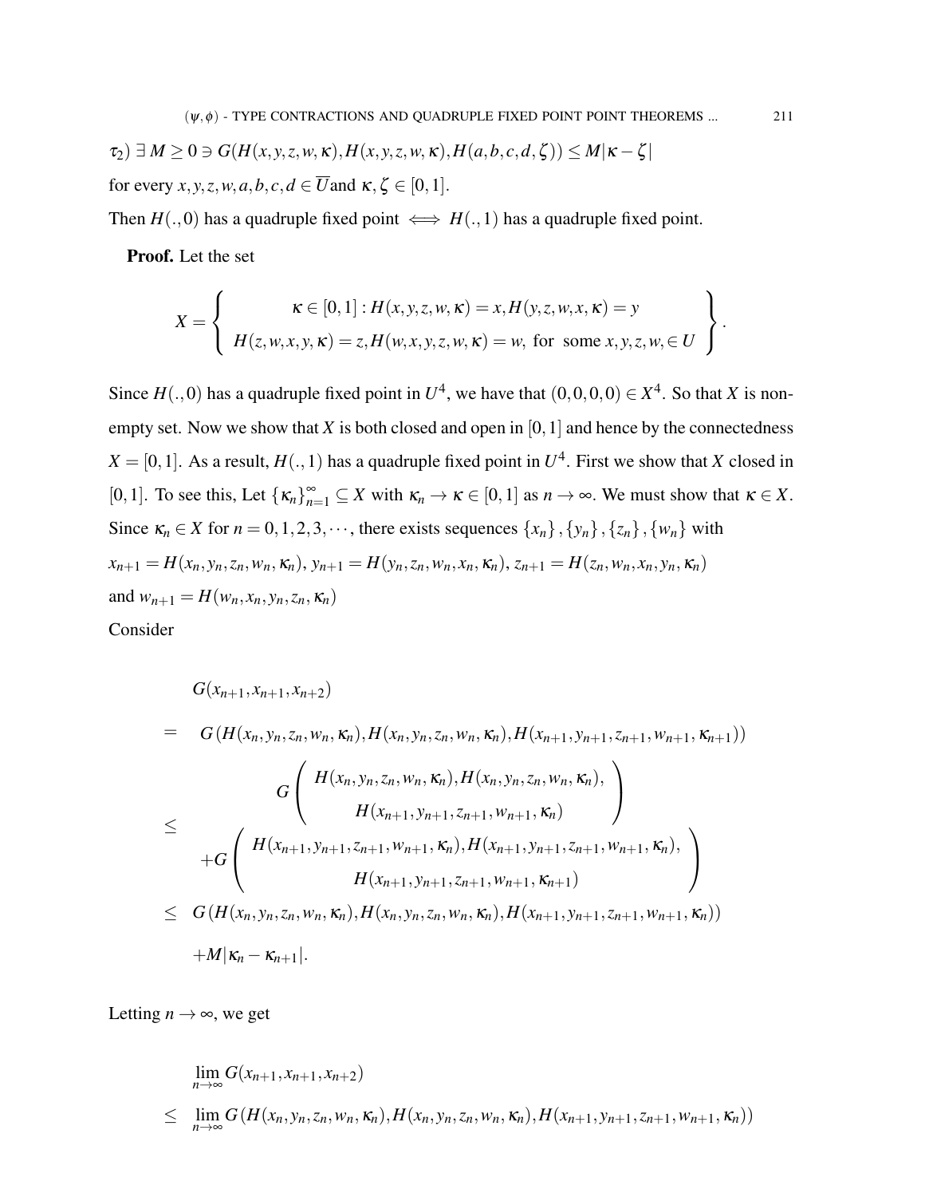$\tau_2$) $\exists\, M \geq 0 \ni G(H(x,y,z,w,\kappa),H(x,y,z,w,\kappa),H(a,b,c,d,\zeta)) \leq M|\kappa-\zeta|$

for every $x,y,z,w,a,b,c,d \in \overline{U}$and $\kappa,\zeta \in [0,1]$.

Then $H(.,0)$ has a quadruple fixed point $\iff$ $H(.,1)$ has a quadruple fixed point.

**Proof.** Let the set

$$X = \left\{ \begin{array}{c} \kappa \in [0,1] : H(x,y,z,w,\kappa) = x, H(y,z,w,x,\kappa) = y \\ H(z,w,x,y,\kappa) = z, H(w,x,y,z,w,\kappa) = w, \text{ for some } x,y,z,w, \in U \end{array} \right\}.$$

Since $H(.,0)$ has a quadruple fixed point in $U^4$, we have that $(0,0,0,0) \in X^4$. So that $X$ is nonempty set. Now we show that $X$ is both closed and open in $[0,1]$ and hence by the connectedness $X = [0,1]$. As a result, $H(.,1)$ has a quadruple fixed point in $U^4$. First we show that $X$ closed in $[0,1]$. To see this, Let $\{\kappa_n\}_{n=1}^{\infty} \subseteq X$ with $\kappa_n \to \kappa \in [0,1]$ as $n \to \infty$. We must show that $\kappa \in X$. Since $\kappa_n \in X$ for $n = 0,1,2,3,\cdots$, there exists sequences $\{x_n\},\{y_n\},\{z_n\},\{w_n\}$ with

$x_{n+1} = H(x_n,y_n,z_n,w_n,\kappa_n)$, $y_{n+1} = H(y_n,z_n,w_n,x_n,\kappa_n)$, $z_{n+1} = H(z_n,w_n,x_n,y_n,\kappa_n)$

and $w_{n+1} = H(w_n,x_n,y_n,z_n,\kappa_n)$

Consider

$$\begin{aligned}
& G(x_{n+1},x_{n+1},x_{n+2}) \\
= \quad & G(H(x_n,y_n,z_n,w_n,\kappa_n),H(x_n,y_n,z_n,w_n,\kappa_n),H(x_{n+1},y_{n+1},z_{n+1},w_{n+1},\kappa_{n+1})) \\
\leq \quad & G\left( \begin{array}{c} H(x_n,y_n,z_n,w_n,\kappa_n),H(x_n,y_n,z_n,w_n,\kappa_n), \\ H(x_{n+1},y_{n+1},z_{n+1},w_{n+1},\kappa_n) \end{array} \right) \\
& +G\left( \begin{array}{c} H(x_{n+1},y_{n+1},z_{n+1},w_{n+1},\kappa_n),H(x_{n+1},y_{n+1},z_{n+1},w_{n+1},\kappa_n), \\ H(x_{n+1},y_{n+1},z_{n+1},w_{n+1},\kappa_{n+1}) \end{array} \right) \\
\leq \quad & G(H(x_n,y_n,z_n,w_n,\kappa_n),H(x_n,y_n,z_n,w_n,\kappa_n),H(x_{n+1},y_{n+1},z_{n+1},w_{n+1},\kappa_n)) \\
& +M|\kappa_n - \kappa_{n+1}|.
\end{aligned}$$

Letting $n \to \infty$, we get

$$\begin{aligned}
& \lim_{n\to\infty} G(x_{n+1},x_{n+1},x_{n+2}) \\
\leq \quad & \lim_{n\to\infty} G(H(x_n,y_n,z_n,w_n,\kappa_n),H(x_n,y_n,z_n,w_n,\kappa_n),H(x_{n+1},y_{n+1},z_{n+1},w_{n+1},\kappa_n))
\end{aligned}$$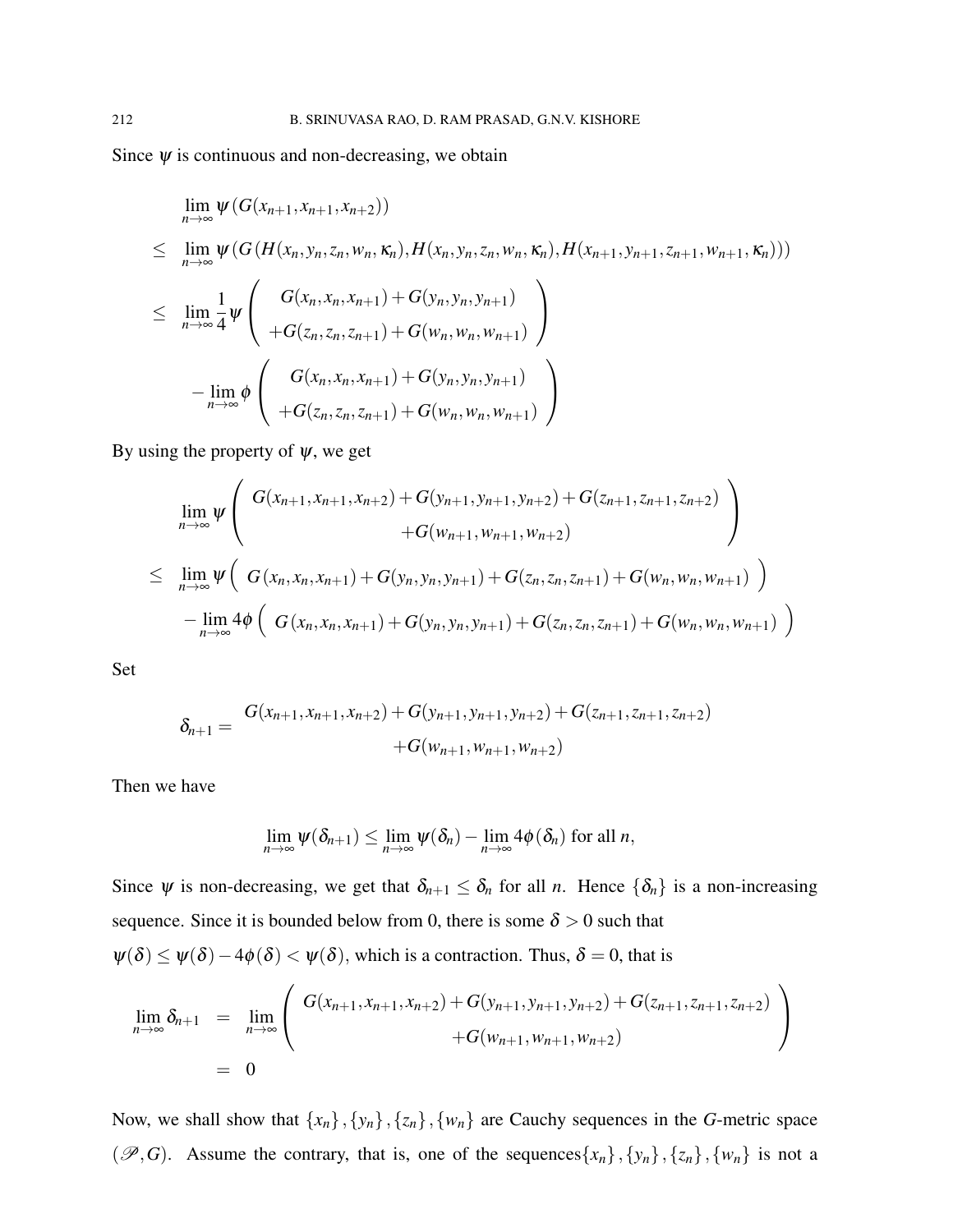Since $\psi$ is continuous and non-decreasing, we obtain

$$
\begin{aligned}
& \lim_{n\to\infty} \psi\left(G(x_{n+1},x_{n+1},x_{n+2})\right) \\
\leq \;& \lim_{n\to\infty} \psi\left(G\left(H(x_n,y_n,z_n,w_n,\kappa_n),H(x_n,y_n,z_n,w_n,\kappa_n),H(x_{n+1},y_{n+1},z_{n+1},w_{n+1},\kappa_n)\right)\right) \\
\leq \;& \lim_{n\to\infty} \frac{1}{4}\psi\left(\begin{array}{c} G(x_n,x_n,x_{n+1})+G(y_n,y_n,y_{n+1}) \\ +G(z_n,z_n,z_{n+1})+G(w_n,w_n,w_{n+1}) \end{array}\right) \\
& -\lim_{n\to\infty} \phi\left(\begin{array}{c} G(x_n,x_n,x_{n+1})+G(y_n,y_n,y_{n+1}) \\ +G(z_n,z_n,z_{n+1})+G(w_n,w_n,w_{n+1}) \end{array}\right)
\end{aligned}
$$

By using the property of $\psi$, we get

$$
\begin{aligned}
& \lim_{n\to\infty} \psi\left(\begin{array}{c} G(x_{n+1},x_{n+1},x_{n+2})+G(y_{n+1},y_{n+1},y_{n+2})+G(z_{n+1},z_{n+1},z_{n+2}) \\ +G(w_{n+1},w_{n+1},w_{n+2}) \end{array}\right) \\
\leq \;& \lim_{n\to\infty} \psi\left( G(x_n,x_n,x_{n+1})+G(y_n,y_n,y_{n+1})+G(z_n,z_n,z_{n+1})+G(w_n,w_n,w_{n+1}) \right) \\
& -\lim_{n\to\infty} 4\phi\left( G(x_n,x_n,x_{n+1})+G(y_n,y_n,y_{n+1})+G(z_n,z_n,z_{n+1})+G(w_n,w_n,w_{n+1}) \right)
\end{aligned}
$$

Set

$$
\delta_{n+1} = \begin{array}{c} G(x_{n+1},x_{n+1},x_{n+2})+G(y_{n+1},y_{n+1},y_{n+2})+G(z_{n+1},z_{n+1},z_{n+2}) \\ +G(w_{n+1},w_{n+1},w_{n+2}) \end{array}
$$

Then we have

$$
\lim_{n\to\infty} \psi(\delta_{n+1}) \leq \lim_{n\to\infty} \psi(\delta_n) - \lim_{n\to\infty} 4\phi(\delta_n) \text{ for all } n,
$$

Since $\psi$ is non-decreasing, we get that $\delta_{n+1} \leq \delta_n$ for all $n$. Hence $\{\delta_n\}$ is a non-increasing sequence. Since it is bounded below from 0, there is some $\delta > 0$ such that $\psi(\delta) \leq \psi(\delta) - 4\phi(\delta) < \psi(\delta)$, which is a contraction. Thus, $\delta = 0$, that is

$$
\begin{aligned}
\lim_{n\to\infty} \delta_{n+1} &= \lim_{n\to\infty} \left(\begin{array}{c} G(x_{n+1},x_{n+1},x_{n+2})+G(y_{n+1},y_{n+1},y_{n+2})+G(z_{n+1},z_{n+1},z_{n+2}) \\ +G(w_{n+1},w_{n+1},w_{n+2}) \end{array}\right) \\
&= 0
\end{aligned}
$$

Now, we shall show that $\{x_n\},\{y_n\},\{z_n\},\{w_n\}$ are Cauchy sequences in the $G$-metric space $(\mathscr{P},G)$. Assume the contrary, that is, one of the sequences $\{x_n\},\{y_n\},\{z_n\},\{w_n\}$ is not a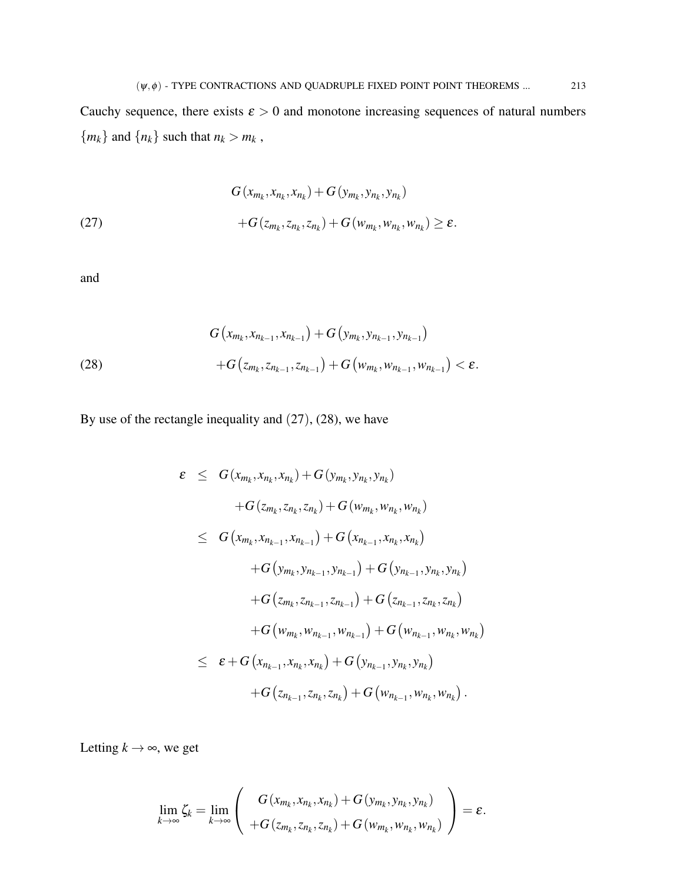Cauchy sequence, there exists $\varepsilon > 0$ and monotone increasing sequences of natural numbers $\{m_k\}$ and $\{n_k\}$ such that $n_k > m_k$ ,

$$
\begin{aligned}
&G(x_{m_k}, x_{n_k}, x_{n_k}) + G(y_{m_k}, y_{n_k}, y_{n_k}) \\
&+G(z_{m_k}, z_{n_k}, z_{n_k}) + G(w_{m_k}, w_{n_k}, w_{n_k}) \geq \varepsilon.
\end{aligned} \tag{27}
$$

and

$$
\begin{aligned}
&G\left(x_{m_k}, x_{n_{k-1}}, x_{n_{k-1}}\right) + G\left(y_{m_k}, y_{n_{k-1}}, y_{n_{k-1}}\right) \\
&+G\left(z_{m_k}, z_{n_{k-1}}, z_{n_{k-1}}\right) + G\left(w_{m_k}, w_{n_{k-1}}, w_{n_{k-1}}\right) < \varepsilon.
\end{aligned} \tag{28}
$$

By use of the rectangle inequality and (27), (28), we have

$$
\begin{aligned}
\varepsilon &\leq G(x_{m_k}, x_{n_k}, x_{n_k}) + G(y_{m_k}, y_{n_k}, y_{n_k}) \\
&\quad + G(z_{m_k}, z_{n_k}, z_{n_k}) + G(w_{m_k}, w_{n_k}, w_{n_k}) \\
&\leq G\left(x_{m_k}, x_{n_{k-1}}, x_{n_{k-1}}\right) + G\left(x_{n_{k-1}}, x_{n_k}, x_{n_k}\right) \\
&\quad + G\left(y_{m_k}, y_{n_{k-1}}, y_{n_{k-1}}\right) + G\left(y_{n_{k-1}}, y_{n_k}, y_{n_k}\right) \\
&\quad + G\left(z_{m_k}, z_{n_{k-1}}, z_{n_{k-1}}\right) + G\left(z_{n_{k-1}}, z_{n_k}, z_{n_k}\right) \\
&\quad + G\left(w_{m_k}, w_{n_{k-1}}, w_{n_{k-1}}\right) + G\left(w_{n_{k-1}}, w_{n_k}, w_{n_k}\right) \\
&\leq \varepsilon + G\left(x_{n_{k-1}}, x_{n_k}, x_{n_k}\right) + G\left(y_{n_{k-1}}, y_{n_k}, y_{n_k}\right) \\
&\quad + G\left(z_{n_{k-1}}, z_{n_k}, z_{n_k}\right) + G\left(w_{n_{k-1}}, w_{n_k}, w_{n_k}\right).
\end{aligned}
$$

Letting $k \to \infty$, we get

$$
\lim_{k \to \infty} \zeta_k = \lim_{k \to \infty} \left( \begin{array}{c} G(x_{m_k}, x_{n_k}, x_{n_k}) + G(y_{m_k}, y_{n_k}, y_{n_k}) \\ +G(z_{m_k}, z_{n_k}, z_{n_k}) + G(w_{m_k}, w_{n_k}, w_{n_k}) \end{array} \right) = \varepsilon.
$$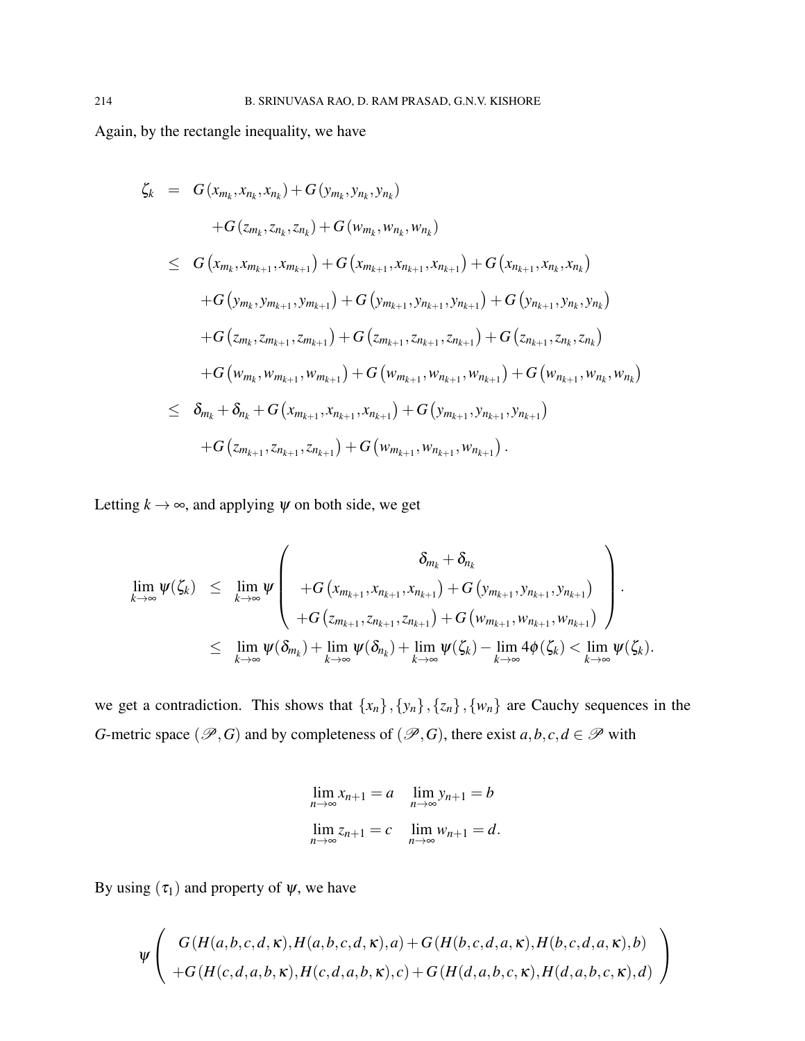Again, by the rectangle inequality, we have

$$
\begin{aligned}
\zeta_k &= G(x_{m_k}, x_{n_k}, x_{n_k}) + G(y_{m_k}, y_{n_k}, y_{n_k}) \\
&\quad + G(z_{m_k}, z_{n_k}, z_{n_k}) + G(w_{m_k}, w_{n_k}, w_{n_k}) \\
&\leq G\left(x_{m_k}, x_{m_{k+1}}, x_{m_{k+1}}\right) + G\left(x_{m_{k+1}}, x_{n_{k+1}}, x_{n_{k+1}}\right) + G\left(x_{n_{k+1}}, x_{n_k}, x_{n_k}\right) \\
&\quad + G\left(y_{m_k}, y_{m_{k+1}}, y_{m_{k+1}}\right) + G\left(y_{m_{k+1}}, y_{n_{k+1}}, y_{n_{k+1}}\right) + G\left(y_{n_{k+1}}, y_{n_k}, y_{n_k}\right) \\
&\quad + G\left(z_{m_k}, z_{m_{k+1}}, z_{m_{k+1}}\right) + G\left(z_{m_{k+1}}, z_{n_{k+1}}, z_{n_{k+1}}\right) + G\left(z_{n_{k+1}}, z_{n_k}, z_{n_k}\right) \\
&\quad + G\left(w_{m_k}, w_{m_{k+1}}, w_{m_{k+1}}\right) + G\left(w_{m_{k+1}}, w_{n_{k+1}}, w_{n_{k+1}}\right) + G\left(w_{n_{k+1}}, w_{n_k}, w_{n_k}\right) \\
&\leq \delta_{m_k} + \delta_{n_k} + G\left(x_{m_{k+1}}, x_{n_{k+1}}, x_{n_{k+1}}\right) + G\left(y_{m_{k+1}}, y_{n_{k+1}}, y_{n_{k+1}}\right) \\
&\quad + G\left(z_{m_{k+1}}, z_{n_{k+1}}, z_{n_{k+1}}\right) + G\left(w_{m_{k+1}}, w_{n_{k+1}}, w_{n_{k+1}}\right).
\end{aligned}
$$

Letting $k \to \infty$, and applying $\psi$ on both side, we get

$$
\begin{aligned}
\lim_{k\to\infty} \psi(\zeta_k) &\leq \lim_{k\to\infty} \psi \begin{pmatrix} \delta_{m_k} + \delta_{n_k} \\ +G\left(x_{m_{k+1}}, x_{n_{k+1}}, x_{n_{k+1}}\right) + G\left(y_{m_{k+1}}, y_{n_{k+1}}, y_{n_{k+1}}\right) \\ +G\left(z_{m_{k+1}}, z_{n_{k+1}}, z_{n_{k+1}}\right) + G\left(w_{m_{k+1}}, w_{n_{k+1}}, w_{n_{k+1}}\right) \end{pmatrix}. \\
&\leq \lim_{k\to\infty} \psi(\delta_{m_k}) + \lim_{k\to\infty} \psi(\delta_{n_k}) + \lim_{k\to\infty} \psi(\zeta_k) - \lim_{k\to\infty} 4\phi(\zeta_k) < \lim_{k\to\infty} \psi(\zeta_k).
\end{aligned}
$$

we get a contradiction. This shows that $\{x_n\}, \{y_n\}, \{z_n\}, \{w_n\}$ are Cauchy sequences in the $G$-metric space $(\mathscr{P}, G)$ and by completeness of $(\mathscr{P}, G)$, there exist $a, b, c, d \in \mathscr{P}$ with

$$
\lim_{n\to\infty} x_{n+1} = a \quad \lim_{n\to\infty} y_{n+1} = b
$$
$$
\lim_{n\to\infty} z_{n+1} = c \quad \lim_{n\to\infty} w_{n+1} = d.
$$

By using $(\tau_1)$ and property of $\psi$, we have

$$
\psi \begin{pmatrix} G(H(a,b,c,d,\kappa), H(a,b,c,d,\kappa), a) + G(H(b,c,d,a,\kappa), H(b,c,d,a,\kappa), b) \\ +G(H(c,d,a,b,\kappa), H(c,d,a,b,\kappa), c) + G(H(d,a,b,c,\kappa), H(d,a,b,c,\kappa), d) \end{pmatrix}
$$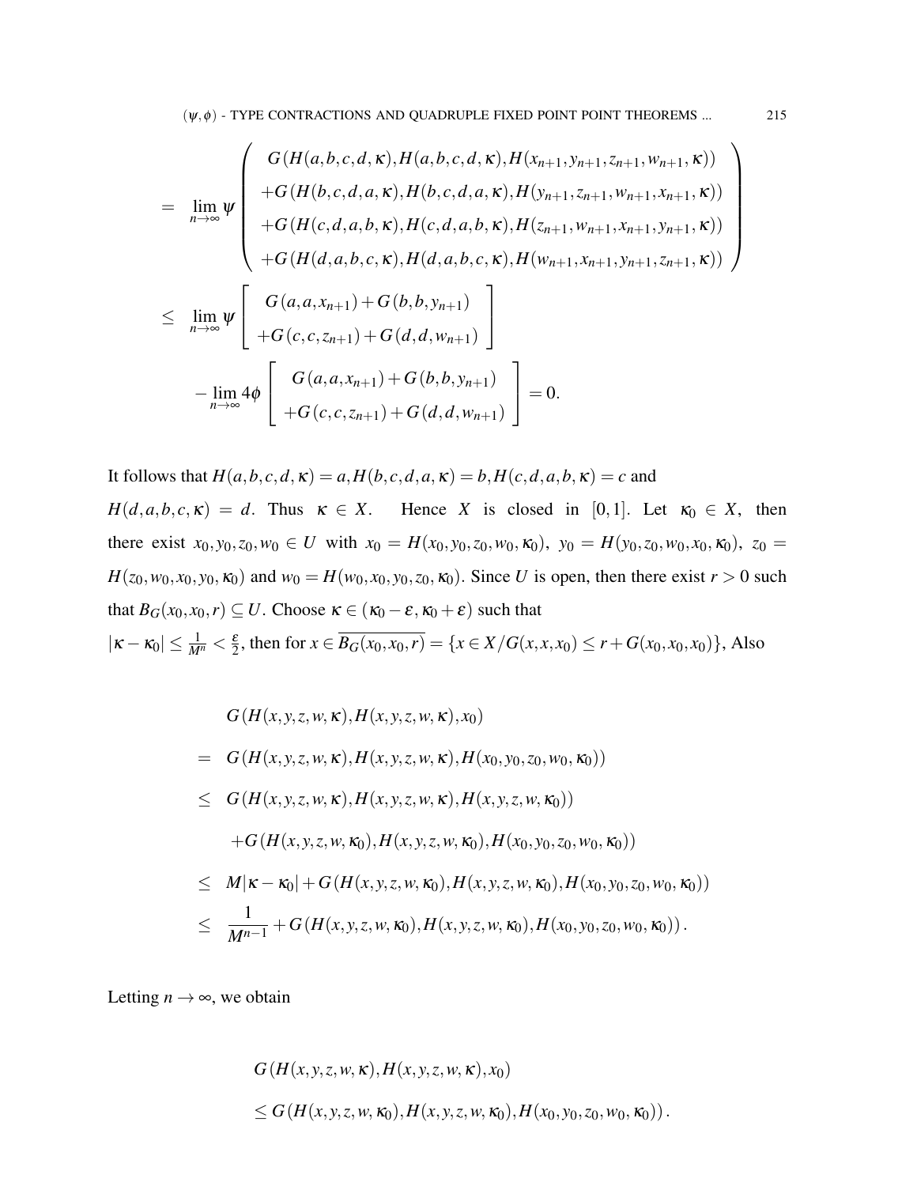$$
\begin{aligned}
&= \lim_{n\to\infty} \psi \left( \begin{array}{c} G(H(a,b,c,d,\kappa),H(a,b,c,d,\kappa),H(x_{n+1},y_{n+1},z_{n+1},w_{n+1},\kappa)) \\ +G(H(b,c,d,a,\kappa),H(b,c,d,a,\kappa),H(y_{n+1},z_{n+1},w_{n+1},x_{n+1},\kappa)) \\ +G(H(c,d,a,b,\kappa),H(c,d,a,b,\kappa),H(z_{n+1},w_{n+1},x_{n+1},y_{n+1},\kappa)) \\ +G(H(d,a,b,c,\kappa),H(d,a,b,c,\kappa),H(w_{n+1},x_{n+1},y_{n+1},z_{n+1},\kappa)) \end{array} \right) \\
&\leq \lim_{n\to\infty} \psi \left[ \begin{array}{c} G(a,a,x_{n+1})+G(b,b,y_{n+1}) \\ +G(c,c,z_{n+1})+G(d,d,w_{n+1}) \end{array} \right] \\
&\quad -\lim_{n\to\infty} 4\phi \left[ \begin{array}{c} G(a,a,x_{n+1})+G(b,b,y_{n+1}) \\ +G(c,c,z_{n+1})+G(d,d,w_{n+1}) \end{array} \right] = 0.
\end{aligned}
$$

It follows that $H(a,b,c,d,\kappa)=a, H(b,c,d,a,\kappa)=b, H(c,d,a,b,\kappa)=c$ and $H(d,a,b,c,\kappa)=d$. Thus $\kappa \in X$. Hence $X$ is closed in $[0,1]$. Let $\kappa_0 \in X$, then there exist $x_0,y_0,z_0,w_0 \in U$ with $x_0 = H(x_0,y_0,z_0,w_0,\kappa_0)$, $y_0 = H(y_0,z_0,w_0,x_0,\kappa_0)$, $z_0 = H(z_0,w_0,x_0,y_0,\kappa_0)$ and $w_0 = H(w_0,x_0,y_0,z_0,\kappa_0)$. Since $U$ is open, then there exist $r>0$ such that $B_G(x_0,x_0,r) \subseteq U$. Choose $\kappa \in (\kappa_0-\varepsilon, \kappa_0+\varepsilon)$ such that $|\kappa-\kappa_0| \leq \frac{1}{M^n} < \frac{\varepsilon}{2}$, then for $x \in \overline{B_G(x_0,x_0,r)} = \{x \in X / G(x,x,x_0) \leq r + G(x_0,x_0,x_0)\}$, Also

$$
\begin{aligned}
& G(H(x,y,z,w,\kappa),H(x,y,z,w,\kappa),x_0) \\
&= G(H(x,y,z,w,\kappa),H(x,y,z,w,\kappa),H(x_0,y_0,z_0,w_0,\kappa_0)) \\
&\leq G(H(x,y,z,w,\kappa),H(x,y,z,w,\kappa),H(x,y,z,w,\kappa_0)) \\
&\quad +G(H(x,y,z,w,\kappa_0),H(x,y,z,w,\kappa_0),H(x_0,y_0,z_0,w_0,\kappa_0)) \\
&\leq M|\kappa-\kappa_0| + G(H(x,y,z,w,\kappa_0),H(x,y,z,w,\kappa_0),H(x_0,y_0,z_0,w_0,\kappa_0)) \\
&\leq \frac{1}{M^{n-1}} + G(H(x,y,z,w,\kappa_0),H(x,y,z,w,\kappa_0),H(x_0,y_0,z_0,w_0,\kappa_0)).
\end{aligned}
$$

Letting $n\to\infty$, we obtain

$$
\begin{aligned}
& G(H(x,y,z,w,\kappa),H(x,y,z,w,\kappa),x_0) \\
& \leq G(H(x,y,z,w,\kappa_0),H(x,y,z,w,\kappa_0),H(x_0,y_0,z_0,w_0,\kappa_0)).
\end{aligned}
$$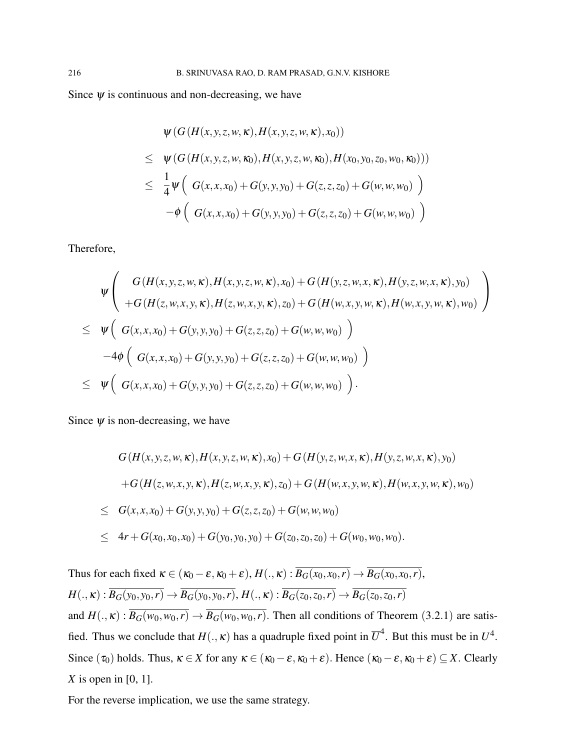Since $\psi$ is continuous and non-decreasing, we have

$$
\begin{aligned}
&\psi(G(H(x,y,z,w,\kappa),H(x,y,z,w,\kappa),x_0)) \\
\leq\ & \psi(G(H(x,y,z,w,\kappa_0),H(x,y,z,w,\kappa_0),H(x_0,y_0,z_0,w_0,\kappa_0))) \\
\leq\ & \frac{1}{4}\psi\Big(\ G(x,x,x_0)+G(y,y,y_0)+G(z,z,z_0)+G(w,w,w_0)\ \Big) \\
& -\phi\Big(\ G(x,x,x_0)+G(y,y,y_0)+G(z,z,z_0)+G(w,w,w_0)\ \Big)
\end{aligned}
$$

Therefore,

$$
\begin{aligned}
&\psi\left(\begin{array}{c} G(H(x,y,z,w,\kappa),H(x,y,z,w,\kappa),x_0)+G(H(y,z,w,x,\kappa),H(y,z,w,x,\kappa),y_0) \\ +G(H(z,w,x,y,\kappa),H(z,w,x,y,\kappa),z_0)+G(H(w,x,y,w,\kappa),H(w,x,y,w,\kappa),w_0)\end{array}\right) \\
\leq\ & \psi\Big(\ G(x,x,x_0)+G(y,y,y_0)+G(z,z,z_0)+G(w,w,w_0)\ \Big) \\
& -4\phi\Big(\ G(x,x,x_0)+G(y,y,y_0)+G(z,z,z_0)+G(w,w,w_0)\ \Big) \\
\leq\ & \psi\Big(\ G(x,x,x_0)+G(y,y,y_0)+G(z,z,z_0)+G(w,w,w_0)\ \Big).
\end{aligned}
$$

Since $\psi$ is non-decreasing, we have

$$
\begin{aligned}
& G(H(x,y,z,w,\kappa),H(x,y,z,w,\kappa),x_0)+G(H(y,z,w,x,\kappa),H(y,z,w,x,\kappa),y_0) \\
& +G(H(z,w,x,y,\kappa),H(z,w,x,y,\kappa),z_0)+G(H(w,x,y,w,\kappa),H(w,x,y,w,\kappa),w_0) \\
\leq\ & G(x,x,x_0)+G(y,y,y_0)+G(z,z,z_0)+G(w,w,w_0) \\
\leq\ & 4r+G(x_0,x_0,x_0)+G(y_0,y_0,y_0)+G(z_0,z_0,z_0)+G(w_0,w_0,w_0).
\end{aligned}
$$

Thus for each fixed $\kappa \in (\kappa_0-\varepsilon,\kappa_0+\varepsilon)$, $H(.,\kappa):\overline{B_G(x_0,x_0,r)} \to \overline{B_G(x_0,x_0,r)}$, $H(.,\kappa):\overline{B_G(y_0,y_0,r)} \to \overline{B_G(y_0,y_0,r)}$, $H(.,\kappa):\overline{B_G(z_0,z_0,r)} \to \overline{B_G(z_0,z_0,r)}$ and $H(.,\kappa):\overline{B_G(w_0,w_0,r)} \to \overline{B_G(w_0,w_0,r)}$. Then all conditions of Theorem (3.2.1) are satisfied. Thus we conclude that $H(.,\kappa)$ has a quadruple fixed point in $\overline{U}^4$. But this must be in $U^4$. Since $(\tau_0)$ holds. Thus, $\kappa \in X$ for any $\kappa \in (\kappa_0-\varepsilon,\kappa_0+\varepsilon)$. Hence $(\kappa_0-\varepsilon,\kappa_0+\varepsilon) \subseteq X$. Clearly $X$ is open in [0, 1].

For the reverse implication, we use the same strategy.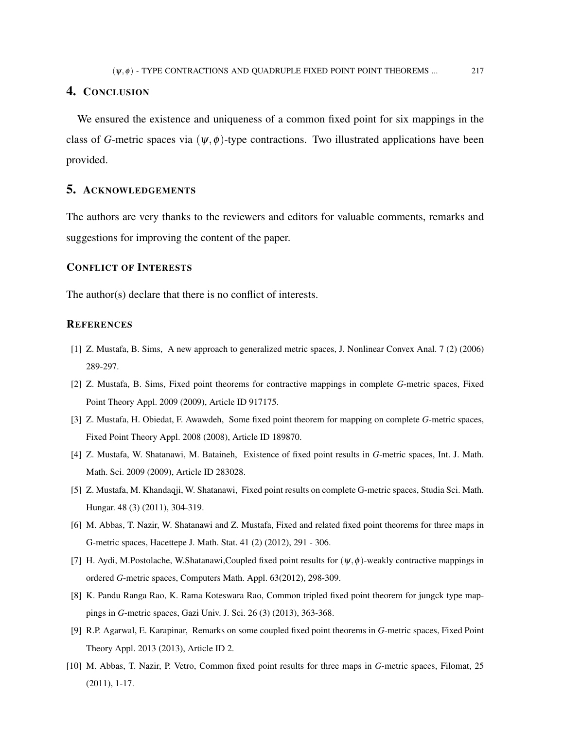## 4. Conclusion

We ensured the existence and uniqueness of a common fixed point for six mappings in the class of $G$-metric spaces via $(\psi,\phi)$-type contractions. Two illustrated applications have been provided.

## 5. Acknowledgements

The authors are very thanks to the reviewers and editors for valuable comments, remarks and suggestions for improving the content of the paper.

### Conflict of Interests

The author(s) declare that there is no conflict of interests.

### References

[1] Z. Mustafa, B. Sims, A new approach to generalized metric spaces, J. Nonlinear Convex Anal. 7 (2) (2006) 289-297.

[2] Z. Mustafa, B. Sims, Fixed point theorems for contractive mappings in complete $G$-metric spaces, Fixed Point Theory Appl. 2009 (2009), Article ID 917175.

[3] Z. Mustafa, H. Obiedat, F. Awawdeh, Some fixed point theorem for mapping on complete $G$-metric spaces, Fixed Point Theory Appl. 2008 (2008), Article ID 189870.

[4] Z. Mustafa, W. Shatanawi, M. Bataineh, Existence of fixed point results in $G$-metric spaces, Int. J. Math. Math. Sci. 2009 (2009), Article ID 283028.

[5] Z. Mustafa, M. Khandaqji, W. Shatanawi, Fixed point results on complete G-metric spaces, Studia Sci. Math. Hungar. 48 (3) (2011), 304-319.

[6] M. Abbas, T. Nazir, W. Shatanawi and Z. Mustafa, Fixed and related fixed point theorems for three maps in G-metric spaces, Hacettepe J. Math. Stat. 41 (2) (2012), 291 - 306.

[7] H. Aydi, M.Postolache, W.Shatanawi,Coupled fixed point results for $(\psi,\phi)$-weakly contractive mappings in ordered $G$-metric spaces, Computers Math. Appl. 63(2012), 298-309.

[8] K. Pandu Ranga Rao, K. Rama Koteswara Rao, Common tripled fixed point theorem for jungck type mappings in $G$-metric spaces, Gazi Univ. J. Sci. 26 (3) (2013), 363-368.

[9] R.P. Agarwal, E. Karapinar, Remarks on some coupled fixed point theorems in $G$-metric spaces, Fixed Point Theory Appl. 2013 (2013), Article ID 2.

[10] M. Abbas, T. Nazir, P. Vetro, Common fixed point results for three maps in $G$-metric spaces, Filomat, 25 (2011), 1-17.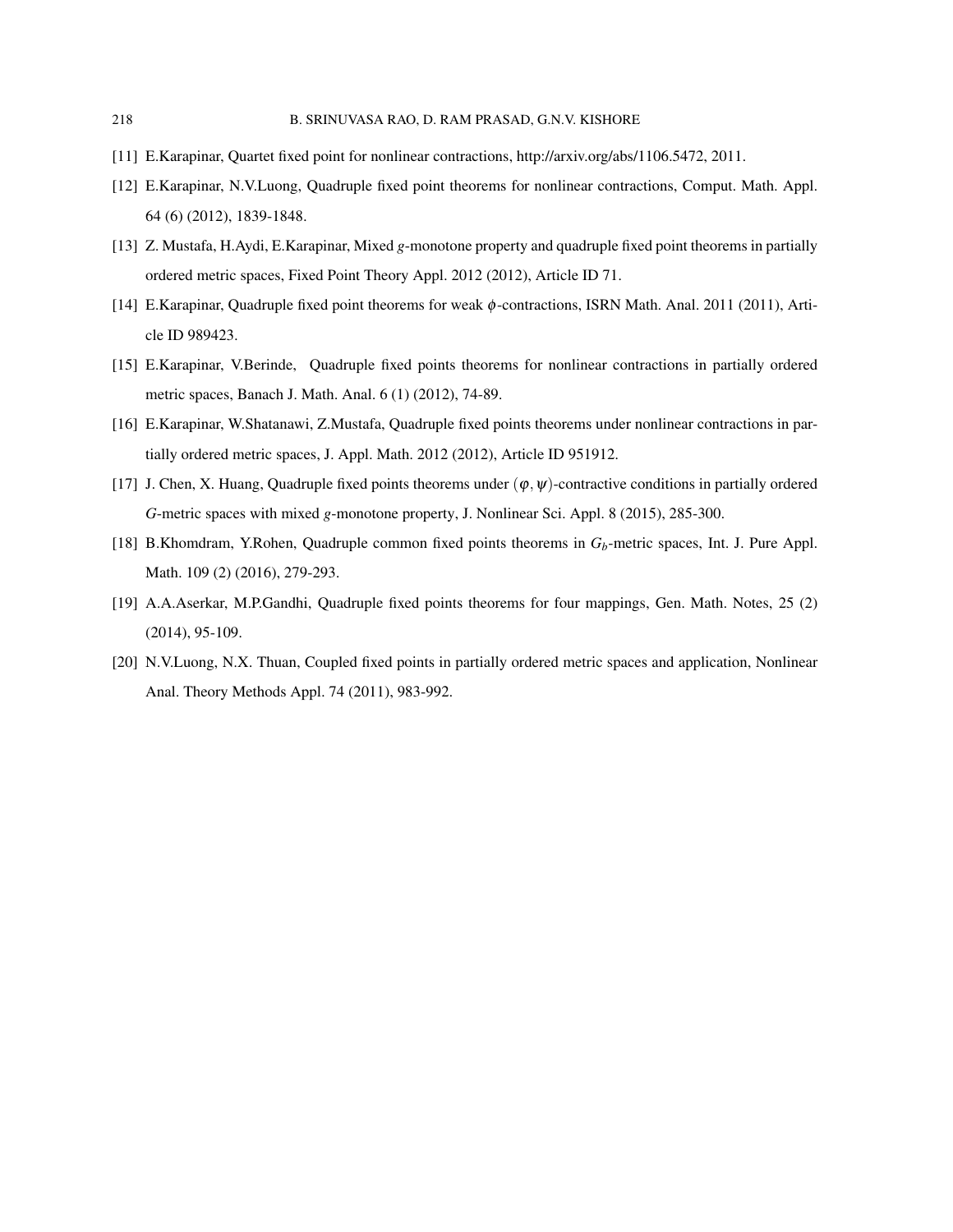[11] E.Karapinar, Quartet fixed point for nonlinear contractions, http://arxiv.org/abs/1106.5472, 2011.

[12] E.Karapinar, N.V.Luong, Quadruple fixed point theorems for nonlinear contractions, Comput. Math. Appl. 64 (6) (2012), 1839-1848.

[13] Z. Mustafa, H.Aydi, E.Karapinar, Mixed $g$-monotone property and quadruple fixed point theorems in partially ordered metric spaces, Fixed Point Theory Appl. 2012 (2012), Article ID 71.

[14] E.Karapinar, Quadruple fixed point theorems for weak $\phi$-contractions, ISRN Math. Anal. 2011 (2011), Article ID 989423.

[15] E.Karapinar, V.Berinde, Quadruple fixed points theorems for nonlinear contractions in partially ordered metric spaces, Banach J. Math. Anal. 6 (1) (2012), 74-89.

[16] E.Karapinar, W.Shatanawi, Z.Mustafa, Quadruple fixed points theorems under nonlinear contractions in partially ordered metric spaces, J. Appl. Math. 2012 (2012), Article ID 951912.

[17] J. Chen, X. Huang, Quadruple fixed points theorems under $(\varphi, \psi)$-contractive conditions in partially ordered $G$-metric spaces with mixed $g$-monotone property, J. Nonlinear Sci. Appl. 8 (2015), 285-300.

[18] B.Khomdram, Y.Rohen, Quadruple common fixed points theorems in $G_b$-metric spaces, Int. J. Pure Appl. Math. 109 (2) (2016), 279-293.

[19] A.A.Aserkar, M.P.Gandhi, Quadruple fixed points theorems for four mappings, Gen. Math. Notes, 25 (2) (2014), 95-109.

[20] N.V.Luong, N.X. Thuan, Coupled fixed points in partially ordered metric spaces and application, Nonlinear Anal. Theory Methods Appl. 74 (2011), 983-992.